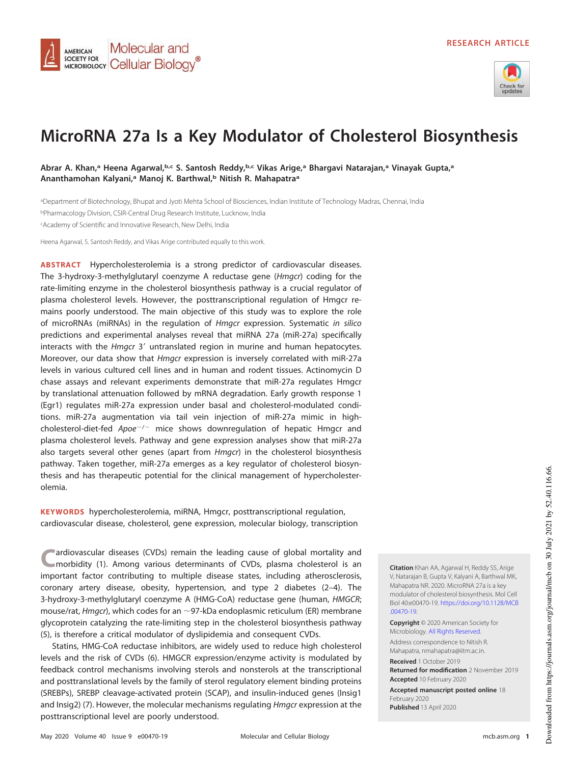RESEARCH ARTICLE

# MicroRNA 27a Is a Key Modulator of Cholesterol Biosynthesis

**Abrar A. Khan,[a] Heena Agarwal,[b,c] S. Santosh Reddy,[b,c] Vikas Arige,[a] Bhargavi Natarajan,[a] Vinayak Gupta,[a] Ananthamohan Kalyani,[a] Manoj K. Barthwal,[b] Nitish R. Mahapatra[a]**

[a]Department of Biotechnology, Bhupat and Jyoti Mehta School of Biosciences, Indian Institute of Technology Madras, Chennai, India

[b]Pharmacology Division, CSIR-Central Drug Research Institute, Lucknow, India

[c]Academy of Scientific and Innovative Research, New Delhi, India

Heena Agarwal, S. Santosh Reddy, and Vikas Arige contributed equally to this work.

**ABSTRACT** Hypercholesterolemia is a strong predictor of cardiovascular diseases. The 3-hydroxy-3-methylglutaryl coenzyme A reductase gene (*Hmgcr*) coding for the rate-limiting enzyme in the cholesterol biosynthesis pathway is a crucial regulator of plasma cholesterol levels. However, the posttranscriptional regulation of Hmgcr remains poorly understood. The main objective of this study was to explore the role of microRNAs (miRNAs) in the regulation of *Hmgcr* expression. Systematic *in silico* predictions and experimental analyses reveal that miRNA 27a (miR-27a) specifically interacts with the *Hmgcr* 3′ untranslated region in murine and human hepatocytes. Moreover, our data show that *Hmgcr* expression is inversely correlated with miR-27a levels in various cultured cell lines and in human and rodent tissues. Actinomycin D chase assays and relevant experiments demonstrate that miR-27a regulates Hmgcr by translational attenuation followed by mRNA degradation. Early growth response 1 (Egr1) regulates miR-27a expression under basal and cholesterol-modulated conditions. miR-27a augmentation via tail vein injection of miR-27a mimic in high-cholesterol-diet-fed *Apoe*$^{-/-}$ mice shows downregulation of hepatic Hmgcr and plasma cholesterol levels. Pathway and gene expression analyses show that miR-27a also targets several other genes (apart from *Hmgcr*) in the cholesterol biosynthesis pathway. Taken together, miR-27a emerges as a key regulator of cholesterol biosynthesis and has therapeutic potential for the clinical management of hypercholesterolemia.

**KEYWORDS** hypercholesterolemia, miRNA, Hmgcr, posttranscriptional regulation, cardiovascular disease, cholesterol, gene expression, molecular biology, transcription

Cardiovascular diseases (CVDs) remain the leading cause of global mortality and morbidity (1). Among various determinants of CVDs, plasma cholesterol is an important factor contributing to multiple disease states, including atherosclerosis, coronary artery disease, obesity, hypertension, and type 2 diabetes (2–4). The 3-hydroxy-3-methylglutaryl coenzyme A (HMG-CoA) reductase gene (human, *HMGCR*; mouse/rat, *Hmgcr*), which codes for an ~97-kDa endoplasmic reticulum (ER) membrane glycoprotein catalyzing the rate-limiting step in the cholesterol biosynthesis pathway (5), is therefore a critical modulator of dyslipidemia and consequent CVDs.

Statins, HMG-CoA reductase inhibitors, are widely used to reduce high cholesterol levels and the risk of CVDs (6). HMGCR expression/enzyme activity is modulated by feedback control mechanisms involving sterols and nonsterols at the transcriptional and posttranslational levels by the family of sterol regulatory element binding proteins (SREBPs), SREBP cleavage-activated protein (SCAP), and insulin-induced genes (Insig1 and Insig2) (7). However, the molecular mechanisms regulating *Hmgcr* expression at the posttranscriptional level are poorly understood.

**Citation** Khan AA, Agarwal H, Reddy SS, Arige V, Natarajan B, Gupta V, Kalyani A, Barthwal MK, Mahapatra NR. 2020. MicroRNA 27a is a key modulator of cholesterol biosynthesis. Mol Cell Biol 40:e00470-19. https://doi.org/10.1128/MCB.00470-19.

**Copyright** © 2020 American Society for Microbiology. All Rights Reserved.

Address correspondence to Nitish R. Mahapatra, nmahapatra@iitm.ac.in.

**Received** 1 October 2019
**Returned for modification** 2 November 2019
**Accepted** 10 February 2020

**Accepted manuscript posted online** 18 February 2020
**Published** 13 April 2020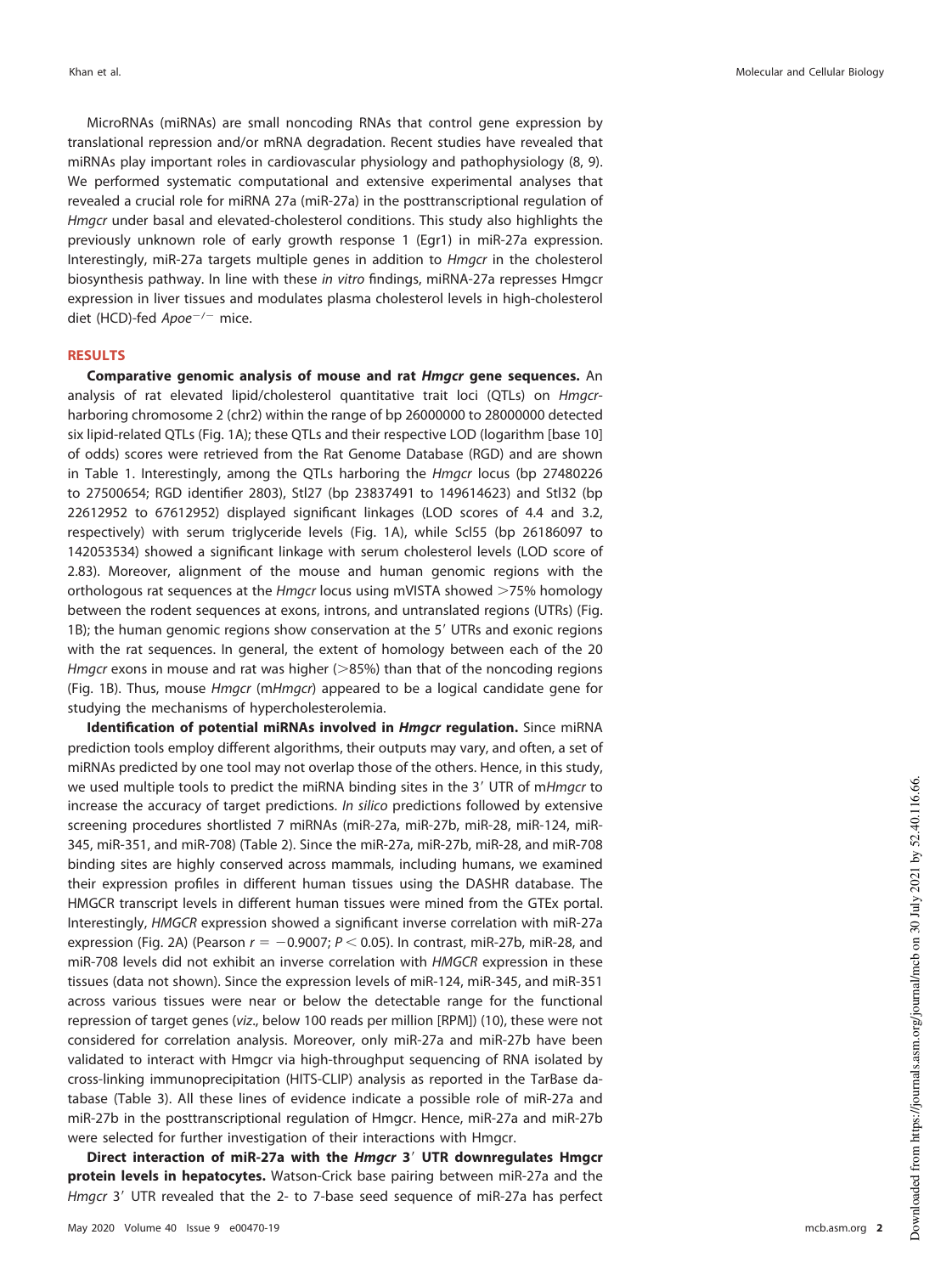MicroRNAs (miRNAs) are small noncoding RNAs that control gene expression by translational repression and/or mRNA degradation. Recent studies have revealed that miRNAs play important roles in cardiovascular physiology and pathophysiology (8, 9). We performed systematic computational and extensive experimental analyses that revealed a crucial role for miRNA 27a (miR-27a) in the posttranscriptional regulation of *Hmgcr* under basal and elevated-cholesterol conditions. This study also highlights the previously unknown role of early growth response 1 (Egr1) in miR-27a expression. Interestingly, miR-27a targets multiple genes in addition to *Hmgcr* in the cholesterol biosynthesis pathway. In line with these *in vitro* findings, miRNA-27a represses Hmgcr expression in liver tissues and modulates plasma cholesterol levels in high-cholesterol diet (HCD)-fed $Apoe^{-/-}$ mice.

## RESULTS

**Comparative genomic analysis of mouse and rat *Hmgcr* gene sequences.** An analysis of rat elevated lipid/cholesterol quantitative trait loci (QTLs) on *Hmgcr*-harboring chromosome 2 (chr2) within the range of bp 26000000 to 28000000 detected six lipid-related QTLs (Fig. 1A); these QTLs and their respective LOD (logarithm [base 10] of odds) scores were retrieved from the Rat Genome Database (RGD) and are shown in Table 1. Interestingly, among the QTLs harboring the *Hmgcr* locus (bp 27480226 to 27500654; RGD identifier 2803), Stl27 (bp 23837491 to 149614623) and Stl32 (bp 22612952 to 67612952) displayed significant linkages (LOD scores of 4.4 and 3.2, respectively) with serum triglyceride levels (Fig. 1A), while Scl55 (bp 26186097 to 142053534) showed a significant linkage with serum cholesterol levels (LOD score of 2.83). Moreover, alignment of the mouse and human genomic regions with the orthologous rat sequences at the *Hmgcr* locus using mVISTA showed >75% homology between the rodent sequences at exons, introns, and untranslated regions (UTRs) (Fig. 1B); the human genomic regions show conservation at the 5′ UTRs and exonic regions with the rat sequences. In general, the extent of homology between each of the 20 *Hmgcr* exons in mouse and rat was higher (>85%) than that of the noncoding regions (Fig. 1B). Thus, mouse *Hmgcr* (m*Hmgcr*) appeared to be a logical candidate gene for studying the mechanisms of hypercholesterolemia.

**Identification of potential miRNAs involved in *Hmgcr* regulation.** Since miRNA prediction tools employ different algorithms, their outputs may vary, and often, a set of miRNAs predicted by one tool may not overlap those of the others. Hence, in this study, we used multiple tools to predict the miRNA binding sites in the 3′ UTR of m*Hmgcr* to increase the accuracy of target predictions. *In silico* predictions followed by extensive screening procedures shortlisted 7 miRNAs (miR-27a, miR-27b, miR-28, miR-124, miR-345, miR-351, and miR-708) (Table 2). Since the miR-27a, miR-27b, miR-28, and miR-708 binding sites are highly conserved across mammals, including humans, we examined their expression profiles in different human tissues using the DASHR database. The HMGCR transcript levels in different human tissues were mined from the GTEx portal. Interestingly, *HMGCR* expression showed a significant inverse correlation with miR-27a expression (Fig. 2A) (Pearson $r = -0.9007$; $P < 0.05$). In contrast, miR-27b, miR-28, and miR-708 levels did not exhibit an inverse correlation with *HMGCR* expression in these tissues (data not shown). Since the expression levels of miR-124, miR-345, and miR-351 across various tissues were near or below the detectable range for the functional repression of target genes (*viz*., below 100 reads per million [RPM]) (10), these were not considered for correlation analysis. Moreover, only miR-27a and miR-27b have been validated to interact with Hmgcr via high-throughput sequencing of RNA isolated by cross-linking immunoprecipitation (HITS-CLIP) analysis as reported in the TarBase database (Table 3). All these lines of evidence indicate a possible role of miR-27a and miR-27b in the posttranscriptional regulation of Hmgcr. Hence, miR-27a and miR-27b were selected for further investigation of their interactions with Hmgcr.

**Direct interaction of miR-27a with the *Hmgcr* 3′ UTR downregulates Hmgcr protein levels in hepatocytes.** Watson-Crick base pairing between miR-27a and the *Hmgcr* 3′ UTR revealed that the 2- to 7-base seed sequence of miR-27a has perfect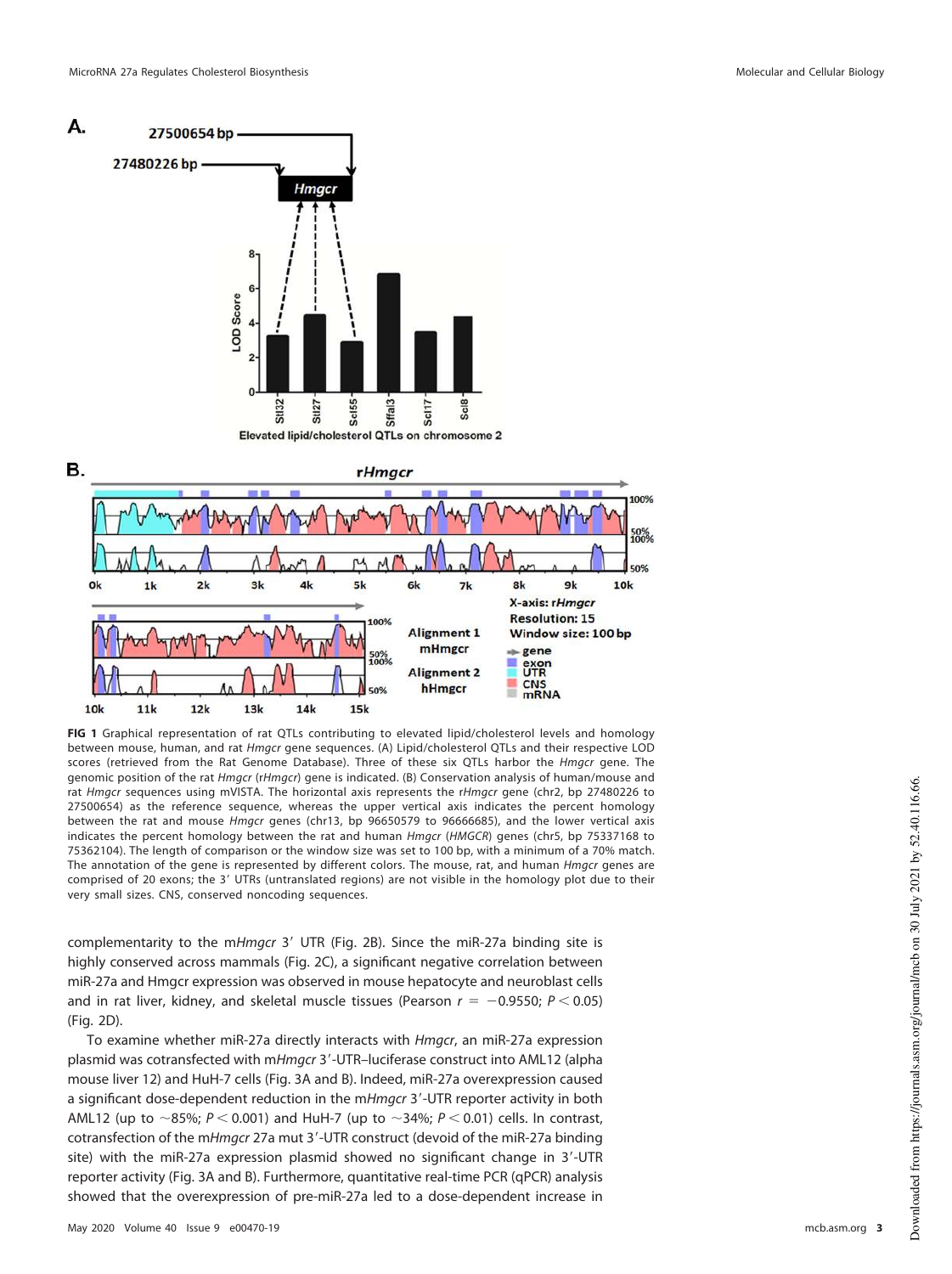**FIG 1** Graphical representation of rat QTLs contributing to elevated lipid/cholesterol levels and homology between mouse, human, and rat *Hmgcr* gene sequences. (A) Lipid/cholesterol QTLs and their respective LOD scores (retrieved from the Rat Genome Database). Three of these six QTLs harbor the *Hmgcr* gene. The genomic position of the rat *Hmgcr* (r*Hmgcr*) gene is indicated. (B) Conservation analysis of human/mouse and rat *Hmgcr* sequences using mVISTA. The horizontal axis represents the r*Hmgcr* gene (chr2, bp 27480226 to 27500654) as the reference sequence, whereas the upper vertical axis indicates the percent homology between the rat and mouse *Hmgcr* genes (chr13, bp 96650579 to 96666685), and the lower vertical axis indicates the percent homology between the rat and human *Hmgcr* (*HMGCR*) genes (chr5, bp 75337168 to 75362104). The length of comparison or the window size was set to 100 bp, with a minimum of a 70% match. The annotation of the gene is represented by different colors. The mouse, rat, and human *Hmgcr* genes are comprised of 20 exons; the 3′ UTRs (untranslated regions) are not visible in the homology plot due to their very small sizes. CNS, conserved noncoding sequences.

complementarity to the m*Hmgcr* 3′ UTR (Fig. 2B). Since the miR-27a binding site is highly conserved across mammals (Fig. 2C), a significant negative correlation between miR-27a and Hmgcr expression was observed in mouse hepatocyte and neuroblast cells and in rat liver, kidney, and skeletal muscle tissues (Pearson $r = -0.9550$; $P < 0.05$) (Fig. 2D).

To examine whether miR-27a directly interacts with *Hmgcr*, an miR-27a expression plasmid was cotransfected with m*Hmgcr* 3′-UTR–luciferase construct into AML12 (alpha mouse liver 12) and HuH-7 cells (Fig. 3A and B). Indeed, miR-27a overexpression caused a significant dose-dependent reduction in the m*Hmgcr* 3′-UTR reporter activity in both AML12 (up to ~85%; $P < 0.001$) and HuH-7 (up to ~34%; $P < 0.01$) cells. In contrast, cotransfection of the m*Hmgcr* 27a mut 3′-UTR construct (devoid of the miR-27a binding site) with the miR-27a expression plasmid showed no significant change in 3′-UTR reporter activity (Fig. 3A and B). Furthermore, quantitative real-time PCR (qPCR) analysis showed that the overexpression of pre-miR-27a led to a dose-dependent increase in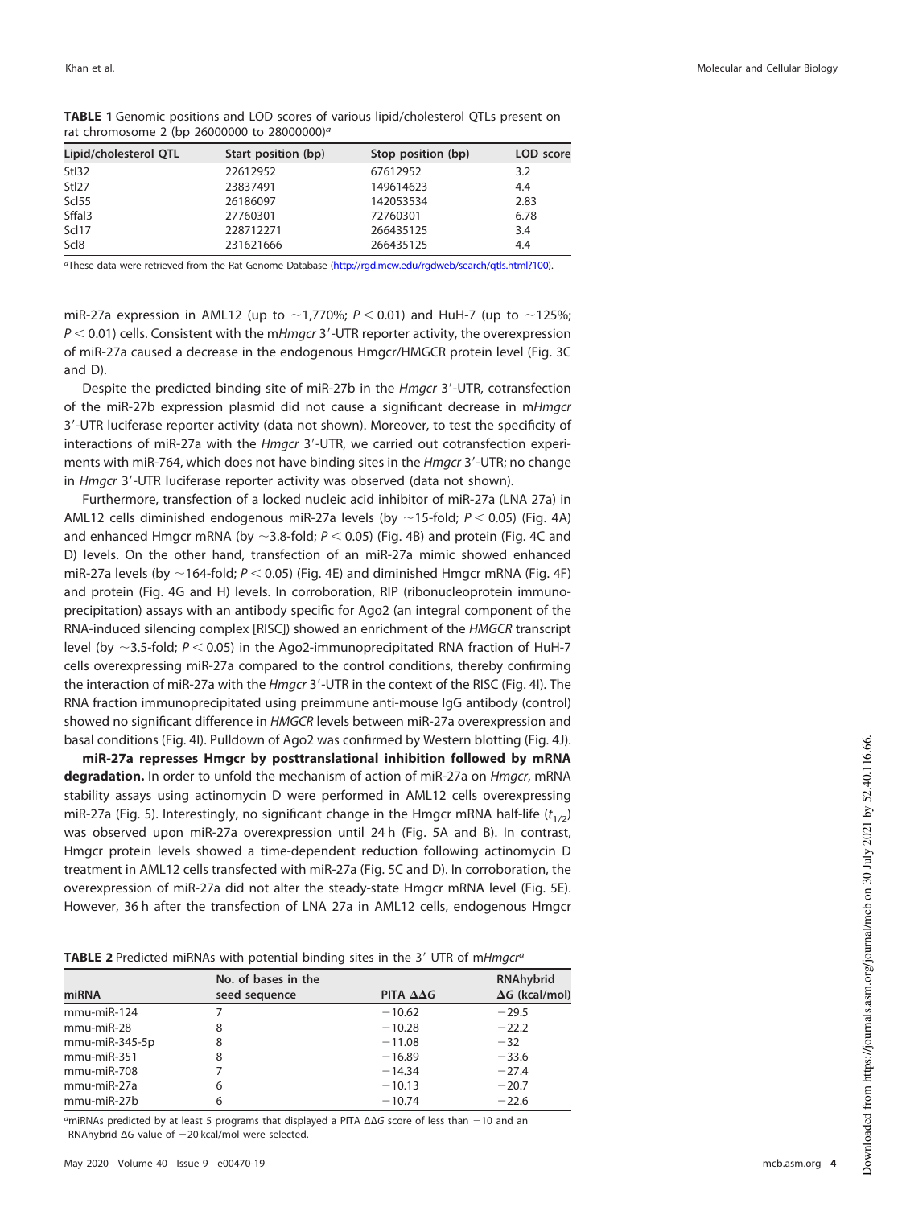**TABLE 1** Genomic positions and LOD scores of various lipid/cholesterol QTLs present on rat chromosome 2 (bp 26000000 to 28000000)[a]

| Lipid/cholesterol QTL | Start position (bp) | Stop position (bp) | LOD score |
|---|---|---|---|
| Stl32 | 22612952 | 67612952 | 3.2 |
| Stl27 | 23837491 | 149614623 | 4.4 |
| Scl55 | 26186097 | 142053534 | 2.83 |
| Sffal3 | 27760301 | 72760301 | 6.78 |
| Scl17 | 228712271 | 266435125 | 3.4 |
| Scl8 | 231621666 | 266435125 | 4.4 |

[a]These data were retrieved from the Rat Genome Database (http://rgd.mcw.edu/rgdweb/search/qtls.html?100).

miR-27a expression in AML12 (up to ~1,770%; $P < 0.01$) and HuH-7 (up to ~125%; $P < 0.01$) cells. Consistent with the m*Hmgcr* 3′-UTR reporter activity, the overexpression of miR-27a caused a decrease in the endogenous Hmgcr/HMGCR protein level (Fig. 3C and D).

Despite the predicted binding site of miR-27b in the *Hmgcr* 3′-UTR, cotransfection of the miR-27b expression plasmid did not cause a significant decrease in m*Hmgcr* 3′-UTR luciferase reporter activity (data not shown). Moreover, to test the specificity of interactions of miR-27a with the *Hmgcr* 3′-UTR, we carried out cotransfection experiments with miR-764, which does not have binding sites in the *Hmgcr* 3′-UTR; no change in *Hmgcr* 3′-UTR luciferase reporter activity was observed (data not shown).

Furthermore, transfection of a locked nucleic acid inhibitor of miR-27a (LNA 27a) in AML12 cells diminished endogenous miR-27a levels (by ~15-fold; $P < 0.05$) (Fig. 4A) and enhanced Hmgcr mRNA (by ~3.8-fold; $P < 0.05$) (Fig. 4B) and protein (Fig. 4C and D) levels. On the other hand, transfection of an miR-27a mimic showed enhanced miR-27a levels (by ~164-fold; $P < 0.05$) (Fig. 4E) and diminished Hmgcr mRNA (Fig. 4F) and protein (Fig. 4G and H) levels. In corroboration, RIP (ribonucleoprotein immunoprecipitation) assays with an antibody specific for Ago2 (an integral component of the RNA-induced silencing complex [RISC]) showed an enrichment of the *HMGCR* transcript level (by ~3.5-fold; $P < 0.05$) in the Ago2-immunoprecipitated RNA fraction of HuH-7 cells overexpressing miR-27a compared to the control conditions, thereby confirming the interaction of miR-27a with the *Hmgcr* 3′-UTR in the context of the RISC (Fig. 4I). The RNA fraction immunoprecipitated using preimmune anti-mouse IgG antibody (control) showed no significant difference in *HMGCR* levels between miR-27a overexpression and basal conditions (Fig. 4I). Pulldown of Ago2 was confirmed by Western blotting (Fig. 4J).

**miR-27a represses Hmgcr by posttranslational inhibition followed by mRNA degradation.** In order to unfold the mechanism of action of miR-27a on *Hmgcr*, mRNA stability assays using actinomycin D were performed in AML12 cells overexpressing miR-27a (Fig. 5). Interestingly, no significant change in the Hmgcr mRNA half-life ($t_{1/2}$) was observed upon miR-27a overexpression until 24 h (Fig. 5A and B). In contrast, Hmgcr protein levels showed a time-dependent reduction following actinomycin D treatment in AML12 cells transfected with miR-27a (Fig. 5C and D). In corroboration, the overexpression of miR-27a did not alter the steady-state Hmgcr mRNA level (Fig. 5E). However, 36 h after the transfection of LNA 27a in AML12 cells, endogenous Hmgcr

**TABLE 2** Predicted miRNAs with potential binding sites in the 3′ UTR of m*Hmgcr*[a]

| miRNA | No. of bases in the seed sequence | PITA $\Delta\Delta G$ | RNAhybrid $\Delta G$ (kcal/mol) |
|---|---|---|---|
| mmu-miR-124 | 7 | −10.62 | −29.5 |
| mmu-miR-28 | 8 | −10.28 | −22.2 |
| mmu-miR-345-5p | 8 | −11.08 | −32 |
| mmu-miR-351 | 8 | −16.89 | −33.6 |
| mmu-miR-708 | 7 | −14.34 | −27.4 |
| mmu-miR-27a | 6 | −10.13 | −20.7 |
| mmu-miR-27b | 6 | −10.74 | −22.6 |

[a]miRNAs predicted by at least 5 programs that displayed a PITA $\Delta\Delta G$ score of less than −10 and an RNAhybrid $\Delta G$ value of −20 kcal/mol were selected.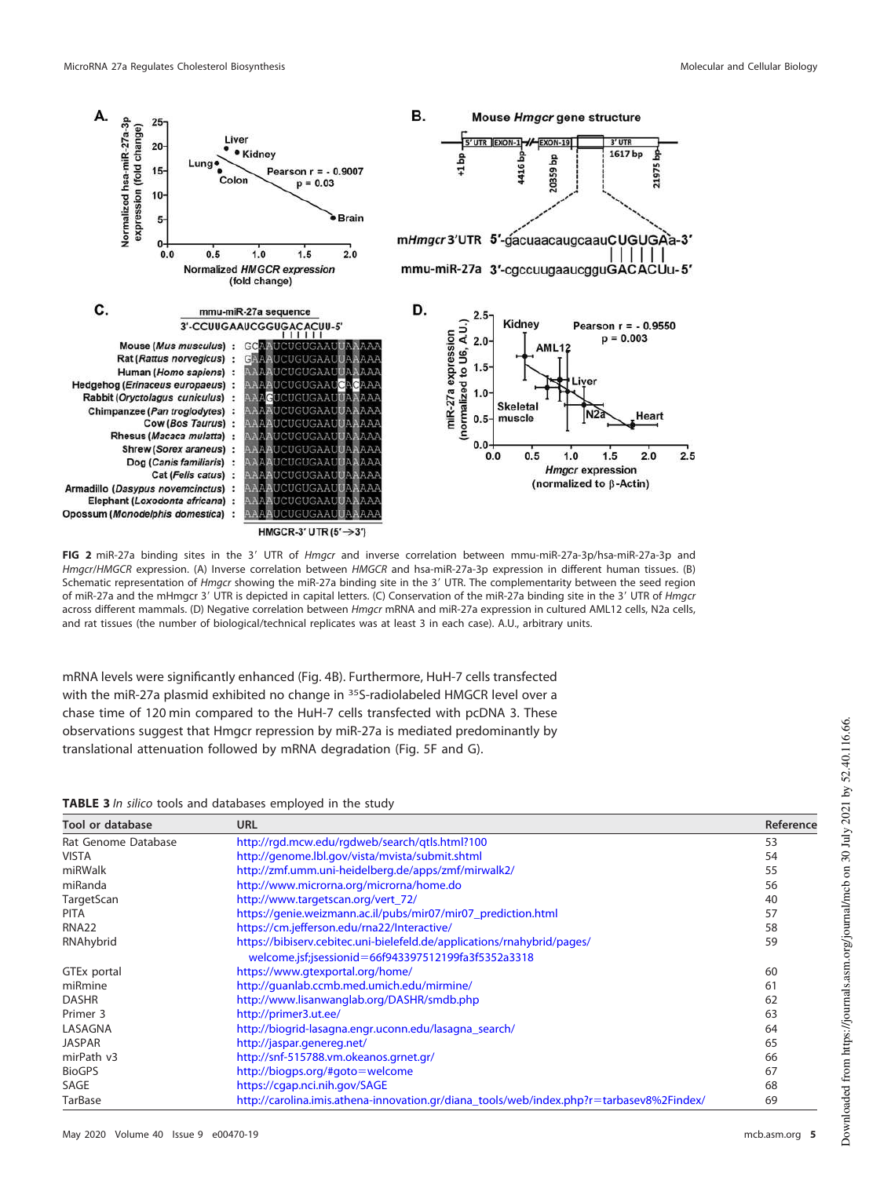**FIG 2** miR-27a binding sites in the 3′ UTR of *Hmgcr* and inverse correlation between mmu-miR-27a-3p/hsa-miR-27a-3p and *Hmgcr*/*HMGCR* expression. (A) Inverse correlation between *HMGCR* and hsa-miR-27a-3p expression in different human tissues. (B) Schematic representation of *Hmgcr* showing the miR-27a binding site in the 3′ UTR. The complementarity between the seed region of miR-27a and the mHmgcr 3′ UTR is depicted in capital letters. (C) Conservation of the miR-27a binding site in the 3′ UTR of *Hmgcr* across different mammals. (D) Negative correlation between *Hmgcr* mRNA and miR-27a expression in cultured AML12 cells, N2a cells, and rat tissues (the number of biological/technical replicates was at least 3 in each case). A.U., arbitrary units.

mRNA levels were significantly enhanced (Fig. 4B). Furthermore, HuH-7 cells transfected with the miR-27a plasmid exhibited no change in $^{35}$S-radiolabeled HMGCR level over a chase time of 120 min compared to the HuH-7 cells transfected with pcDNA 3. These observations suggest that Hmgcr repression by miR-27a is mediated predominantly by translational attenuation followed by mRNA degradation (Fig. 5F and G).

**TABLE 3** *In silico* tools and databases employed in the study

| Tool or database | URL | Reference |
|---|---|---|
| Rat Genome Database | http://rgd.mcw.edu/rgdweb/search/qtls.html?100 | 53 |
| VISTA | http://genome.lbl.gov/vista/mvista/submit.shtml | 54 |
| miRWalk | http://zmf.umm.uni-heidelberg.de/apps/zmf/mirwalk2/ | 55 |
| miRanda | http://www.microrna.org/microrna/home.do | 56 |
| TargetScan | http://www.targetscan.org/vert_72/ | 40 |
| PITA | https://genie.weizmann.ac.il/pubs/mir07/mir07_prediction.html | 57 |
| RNA22 | https://cm.jefferson.edu/rna22/Interactive/ | 58 |
| RNAhybrid | https://bibiserv.cebitec.uni-bielefeld.de/applications/rnahybrid/pages/welcome.jsf;jsessionid=66f943397512199fa3f5352a3318 | 59 |
| GTEx portal | https://www.gtexportal.org/home/ | 60 |
| miRmine | http://guanlab.ccmb.med.umich.edu/mirmine/ | 61 |
| DASHR | http://www.lisanwanglab.org/DASHR/smdb.php | 62 |
| Primer 3 | http://primer3.ut.ee/ | 63 |
| LASAGNA | http://biogrid-lasagna.engr.uconn.edu/lasagna_search/ | 64 |
| JASPAR | http://jaspar.genereg.net/ | 65 |
| mirPath v3 | http://snf-515788.vm.okeanos.grnet.gr/ | 66 |
| BioGPS | http://biogps.org/#goto=welcome | 67 |
| SAGE | https://cgap.nci.nih.gov/SAGE | 68 |
| TarBase | http://carolina.imis.athena-innovation.gr/diana_tools/web/index.php?r=tarbasev8%2Findex/ | 69 |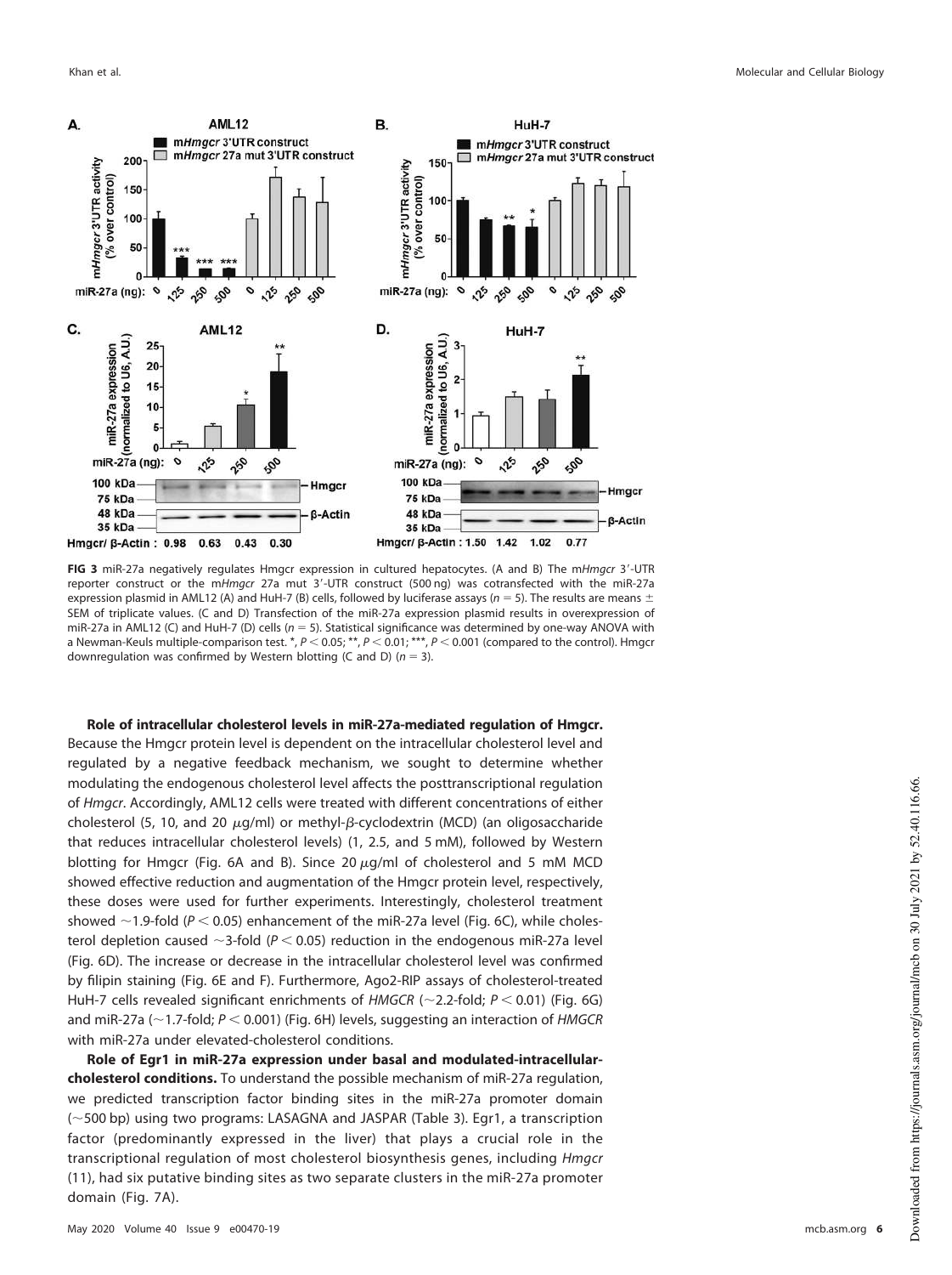**FIG 3** miR-27a negatively regulates Hmgcr expression in cultured hepatocytes. (A and B) The m*Hmgcr* 3′-UTR reporter construct or the m*Hmgcr* 27a mut 3′-UTR construct (500 ng) was cotransfected with the miR-27a expression plasmid in AML12 (A) and HuH-7 (B) cells, followed by luciferase assays ($n = 5$). The results are means ± SEM of triplicate values. (C and D) Transfection of the miR-27a expression plasmid results in overexpression of miR-27a in AML12 (C) and HuH-7 (D) cells ($n = 5$). Statistical significance was determined by one-way ANOVA with a Newman-Keuls multiple-comparison test. *, $P < 0.05$; **, $P < 0.01$; ***, $P < 0.001$ (compared to the control). Hmgcr downregulation was confirmed by Western blotting (C and D) ($n = 3$).

**Role of intracellular cholesterol levels in miR-27a-mediated regulation of Hmgcr.** Because the Hmgcr protein level is dependent on the intracellular cholesterol level and regulated by a negative feedback mechanism, we sought to determine whether modulating the endogenous cholesterol level affects the posttranscriptional regulation of *Hmgcr*. Accordingly, AML12 cells were treated with different concentrations of either cholesterol (5, 10, and 20 μg/ml) or methyl-β-cyclodextrin (MCD) (an oligosaccharide that reduces intracellular cholesterol levels) (1, 2.5, and 5 mM), followed by Western blotting for Hmgcr (Fig. 6A and B). Since 20 μg/ml of cholesterol and 5 mM MCD showed effective reduction and augmentation of the Hmgcr protein level, respectively, these doses were used for further experiments. Interestingly, cholesterol treatment showed ~1.9-fold ($P < 0.05$) enhancement of the miR-27a level (Fig. 6C), while cholesterol depletion caused ~3-fold ($P < 0.05$) reduction in the endogenous miR-27a level (Fig. 6D). The increase or decrease in the intracellular cholesterol level was confirmed by filipin staining (Fig. 6E and F). Furthermore, Ago2-RIP assays of cholesterol-treated HuH-7 cells revealed significant enrichments of *HMGCR* (~2.2-fold; $P < 0.01$) (Fig. 6G) and miR-27a (~1.7-fold; $P < 0.001$) (Fig. 6H) levels, suggesting an interaction of *HMGCR* with miR-27a under elevated-cholesterol conditions.

**Role of Egr1 in miR-27a expression under basal and modulated-intracellular-cholesterol conditions.** To understand the possible mechanism of miR-27a regulation, we predicted transcription factor binding sites in the miR-27a promoter domain (~500 bp) using two programs: LASAGNA and JASPAR (Table 3). Egr1, a transcription factor (predominantly expressed in the liver) that plays a crucial role in the transcriptional regulation of most cholesterol biosynthesis genes, including *Hmgcr* (11), had six putative binding sites as two separate clusters in the miR-27a promoter domain (Fig. 7A).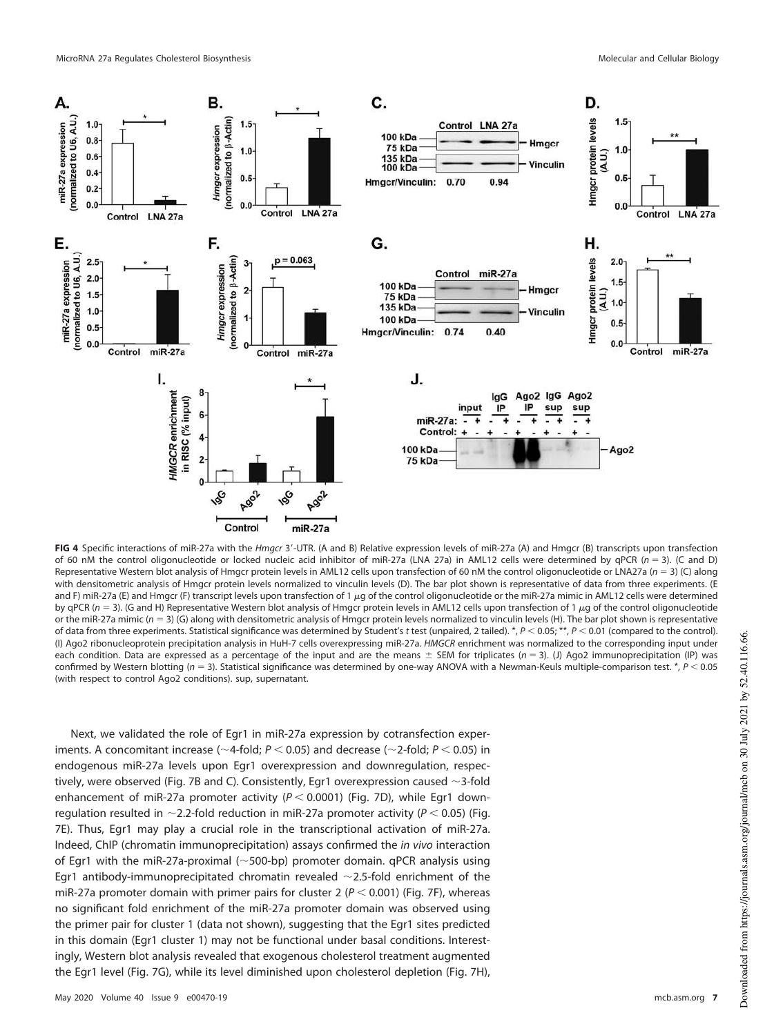**FIG 4** Specific interactions of miR-27a with the *Hmgcr* 3′-UTR. (A and B) Relative expression levels of miR-27a (A) and Hmgcr (B) transcripts upon transfection of 60 nM the control oligonucleotide or locked nucleic acid inhibitor of miR-27a (LNA 27a) in AML12 cells were determined by qPCR ($n = 3$). (C and D) Representative Western blot analysis of Hmgcr protein levels in AML12 cells upon transfection of 60 nM the control oligonucleotide or LNA27a ($n = 3$) (C) along with densitometric analysis of Hmgcr protein levels normalized to vinculin levels (D). The bar plot shown is representative of data from three experiments. (E and F) miR-27a (E) and Hmgcr (F) transcript levels upon transfection of 1 μg of the control oligonucleotide or the miR-27a mimic in AML12 cells were determined by qPCR ($n = 3$). (G and H) Representative Western blot analysis of Hmgcr protein levels in AML12 cells upon transfection of 1 μg of the control oligonucleotide or the miR-27a mimic ($n = 3$) (G) along with densitometric analysis of Hmgcr protein levels normalized to vinculin levels (H). The bar plot shown is representative of data from three experiments. Statistical significance was determined by Student's *t* test (unpaired, 2 tailed). *, $P < 0.05$; **, $P < 0.01$ (compared to the control). (I) Ago2 ribonucleoprotein precipitation analysis in HuH-7 cells overexpressing miR-27a. *HMGCR* enrichment was normalized to the corresponding input under each condition. Data are expressed as a percentage of the input and are the means ± SEM for triplicates ($n = 3$). (J) Ago2 immunoprecipitation (IP) was confirmed by Western blotting ($n = 3$). Statistical significance was determined by one-way ANOVA with a Newman-Keuls multiple-comparison test. *, $P < 0.05$ (with respect to control Ago2 conditions). sup, supernatant.

Next, we validated the role of Egr1 in miR-27a expression by cotransfection experiments. A concomitant increase (~4-fold; $P < 0.05$) and decrease (~2-fold; $P < 0.05$) in endogenous miR-27a levels upon Egr1 overexpression and downregulation, respectively, were observed (Fig. 7B and C). Consistently, Egr1 overexpression caused ~3-fold enhancement of miR-27a promoter activity ($P < 0.0001$) (Fig. 7D), while Egr1 downregulation resulted in ~2.2-fold reduction in miR-27a promoter activity ($P < 0.05$) (Fig. 7E). Thus, Egr1 may play a crucial role in the transcriptional activation of miR-27a. Indeed, ChIP (chromatin immunoprecipitation) assays confirmed the *in vivo* interaction of Egr1 with the miR-27a-proximal (~500-bp) promoter domain. qPCR analysis using Egr1 antibody-immunoprecipitated chromatin revealed ~2.5-fold enrichment of the miR-27a promoter domain with primer pairs for cluster 2 ($P < 0.001$) (Fig. 7F), whereas no significant fold enrichment of the miR-27a promoter domain was observed using the primer pair for cluster 1 (data not shown), suggesting that the Egr1 sites predicted in this domain (Egr1 cluster 1) may not be functional under basal conditions. Interestingly, Western blot analysis revealed that exogenous cholesterol treatment augmented the Egr1 level (Fig. 7G), while its level diminished upon cholesterol depletion (Fig. 7H),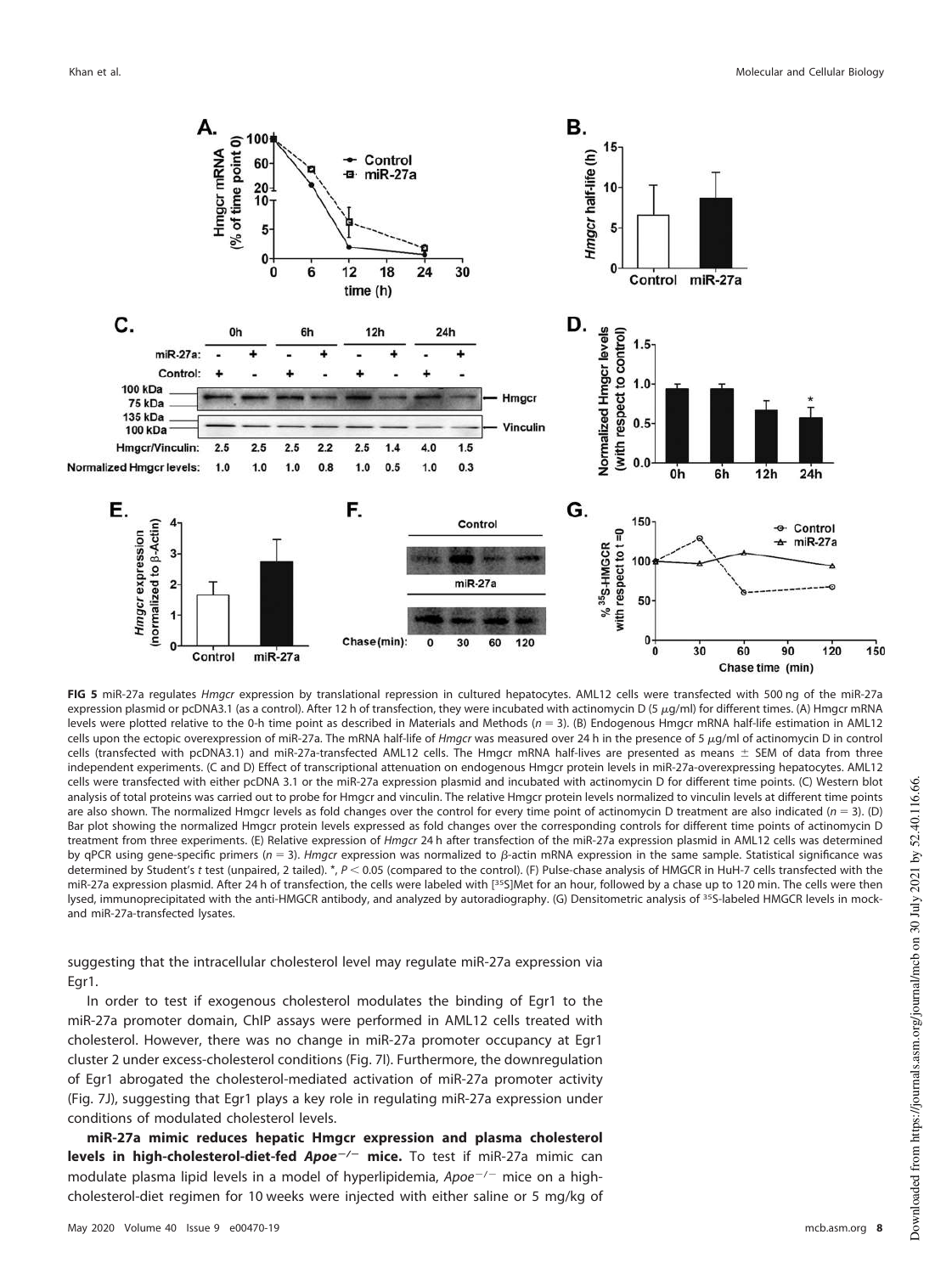**FIG 5** miR-27a regulates *Hmgcr* expression by translational repression in cultured hepatocytes. AML12 cells were transfected with 500 ng of the miR-27a expression plasmid or pcDNA3.1 (as a control). After 12 h of transfection, they were incubated with actinomycin D (5 μg/ml) for different times. (A) Hmgcr mRNA levels were plotted relative to the 0-h time point as described in Materials and Methods ($n = 3$). (B) Endogenous Hmgcr mRNA half-life estimation in AML12 cells upon the ectopic overexpression of miR-27a. The mRNA half-life of *Hmgcr* was measured over 24 h in the presence of 5 μg/ml of actinomycin D in control cells (transfected with pcDNA3.1) and miR-27a-transfected AML12 cells. The Hmgcr mRNA half-lives are presented as means ± SEM of data from three independent experiments. (C and D) Effect of transcriptional attenuation on endogenous Hmgcr protein levels in miR-27a-overexpressing hepatocytes. AML12 cells were transfected with either pcDNA 3.1 or the miR-27a expression plasmid and incubated with actinomycin D for different time points. (C) Western blot analysis of total proteins was carried out to probe for Hmgcr and vinculin. The relative Hmgcr protein levels normalized to vinculin levels at different time points are also shown. The normalized Hmgcr levels as fold changes over the control for every time point of actinomycin D treatment are also indicated ($n = 3$). (D) Bar plot showing the normalized Hmgcr protein levels expressed as fold changes over the corresponding controls for different time points of actinomycin D treatment from three experiments. (E) Relative expression of *Hmgcr* 24 h after transfection of the miR-27a expression plasmid in AML12 cells was determined by qPCR using gene-specific primers ($n = 3$). *Hmgcr* expression was normalized to β-actin mRNA expression in the same sample. Statistical significance was determined by Student's *t* test (unpaired, 2 tailed). *, $P < 0.05$ (compared to the control). (F) Pulse-chase analysis of HMGCR in HuH-7 cells transfected with the miR-27a expression plasmid. After 24 h of transfection, the cells were labeled with [$^{35}$S]Met for an hour, followed by a chase up to 120 min. The cells were then lysed, immunoprecipitated with the anti-HMGCR antibody, and analyzed by autoradiography. (G) Densitometric analysis of $^{35}$S-labeled HMGCR levels in mock- and miR-27a-transfected lysates.

suggesting that the intracellular cholesterol level may regulate miR-27a expression via Egr1.

In order to test if exogenous cholesterol modulates the binding of Egr1 to the miR-27a promoter domain, ChIP assays were performed in AML12 cells treated with cholesterol. However, there was no change in miR-27a promoter occupancy at Egr1 cluster 2 under excess-cholesterol conditions (Fig. 7I). Furthermore, the downregulation of Egr1 abrogated the cholesterol-mediated activation of miR-27a promoter activity (Fig. 7J), suggesting that Egr1 plays a key role in regulating miR-27a expression under conditions of modulated cholesterol levels.

**miR-27a mimic reduces hepatic Hmgcr expression and plasma cholesterol levels in high-cholesterol-diet-fed *Apoe*$^{-/-}$ mice.** To test if miR-27a mimic can modulate plasma lipid levels in a model of hyperlipidemia, *Apoe*$^{-/-}$ mice on a high-cholesterol-diet regimen for 10 weeks were injected with either saline or 5 mg/kg of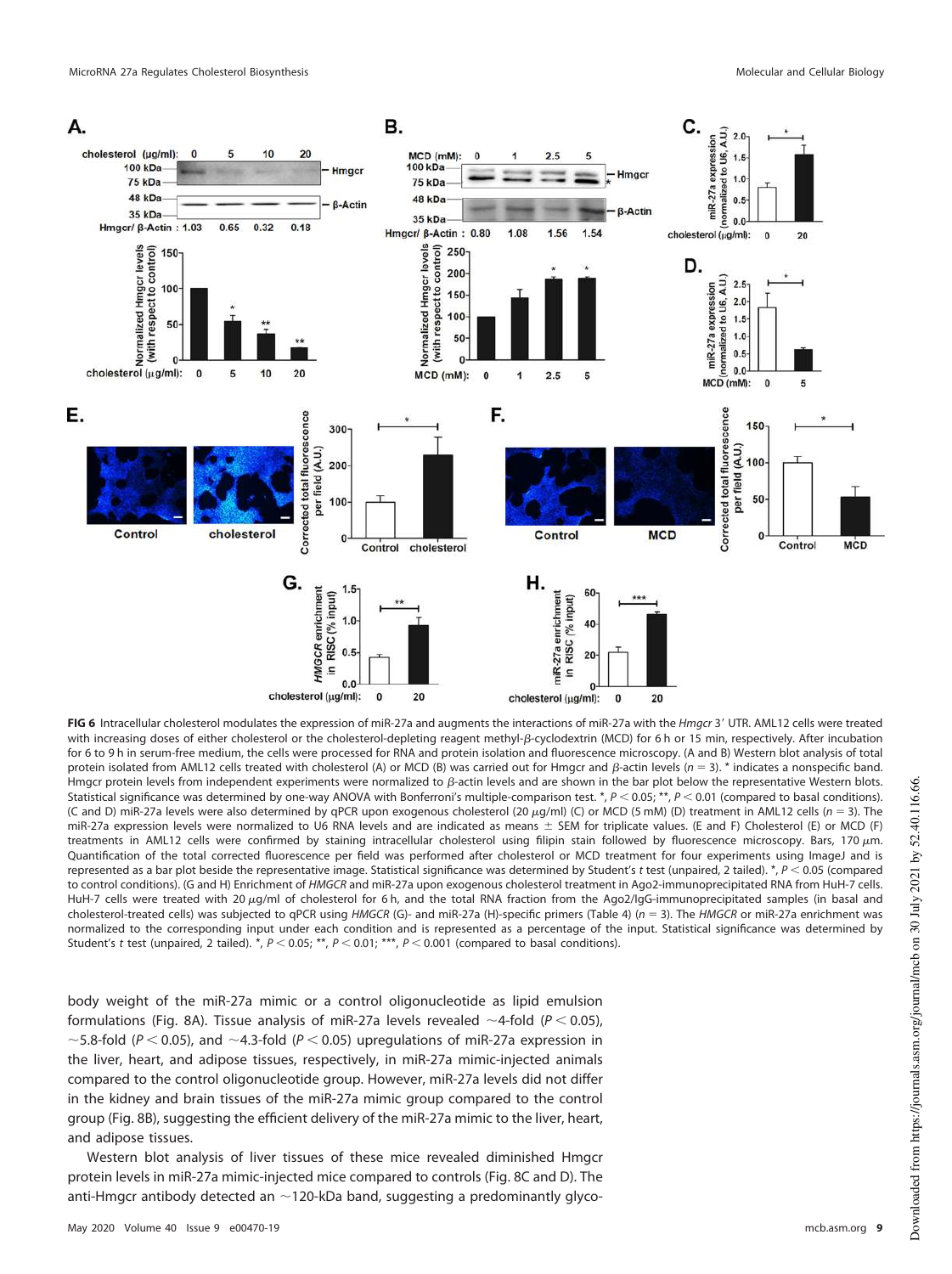**FIG 6** Intracellular cholesterol modulates the expression of miR-27a and augments the interactions of miR-27a with the *Hmgcr* 3′ UTR. AML12 cells were treated with increasing doses of either cholesterol or the cholesterol-depleting reagent methyl-β-cyclodextrin (MCD) for 6 h or 15 min, respectively. After incubation for 6 to 9 h in serum-free medium, the cells were processed for RNA and protein isolation and fluorescence microscopy. (A and B) Western blot analysis of total protein isolated from AML12 cells treated with cholesterol (A) or MCD (B) was carried out for Hmgcr and β-actin levels ($n = 3$). * indicates a nonspecific band. Hmgcr protein levels from independent experiments were normalized to β-actin levels and are shown in the bar plot below the representative Western blots. Statistical significance was determined by one-way ANOVA with Bonferroni's multiple-comparison test. *, $P < 0.05$; **, $P < 0.01$ (compared to basal conditions). (C and D) miR-27a levels were also determined by qPCR upon exogenous cholesterol (20 μg/ml) (C) or MCD (5 mM) (D) treatment in AML12 cells ($n = 3$). The miR-27a expression levels were normalized to U6 RNA levels and are indicated as means ± SEM for triplicate values. (E and F) Cholesterol (E) or MCD (F) treatments in AML12 cells were confirmed by staining intracellular cholesterol using filipin stain followed by fluorescence microscopy. Bars, 170 μm. Quantification of the total corrected fluorescence per field was performed after cholesterol or MCD treatment for four experiments using ImageJ and is represented as a bar plot beside the representative image. Statistical significance was determined by Student's *t* test (unpaired, 2 tailed). *, $P < 0.05$ (compared to control conditions). (G and H) Enrichment of *HMGCR* and miR-27a upon exogenous cholesterol treatment in Ago2-immunoprecipitated RNA from HuH-7 cells. HuH-7 cells were treated with 20 μg/ml of cholesterol for 6 h, and the total RNA fraction from the Ago2/IgG-immunoprecipitated samples (in basal and cholesterol-treated cells) was subjected to qPCR using *HMGCR* (G)- and miR-27a (H)-specific primers (Table 4) ($n = 3$). The *HMGCR* or miR-27a enrichment was normalized to the corresponding input under each condition and is represented as a percentage of the input. Statistical significance was determined by Student's *t* test (unpaired, 2 tailed). *, $P < 0.05$; **, $P < 0.01$; ***, $P < 0.001$ (compared to basal conditions).

body weight of the miR-27a mimic or a control oligonucleotide as lipid emulsion formulations (Fig. 8A). Tissue analysis of miR-27a levels revealed ~4-fold ($P < 0.05$), ~5.8-fold ($P < 0.05$), and ~4.3-fold ($P < 0.05$) upregulations of miR-27a expression in the liver, heart, and adipose tissues, respectively, in miR-27a mimic-injected animals compared to the control oligonucleotide group. However, miR-27a levels did not differ in the kidney and brain tissues of the miR-27a mimic group compared to the control group (Fig. 8B), suggesting the efficient delivery of the miR-27a mimic to the liver, heart, and adipose tissues.

Western blot analysis of liver tissues of these mice revealed diminished Hmgcr protein levels in miR-27a mimic-injected mice compared to controls (Fig. 8C and D). The anti-Hmgcr antibody detected an ~120-kDa band, suggesting a predominantly glyco-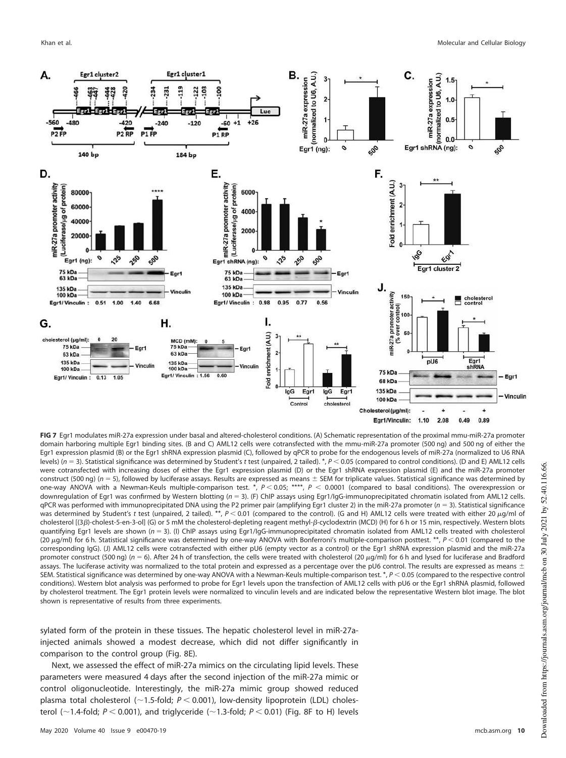**FIG 7** Egr1 modulates miR-27a expression under basal and altered-cholesterol conditions. (A) Schematic representation of the proximal mmu-miR-27a promoter domain harboring multiple Egr1 binding sites. (B and C) AML12 cells were cotransfected with the mmu-miR-27a promoter (500 ng) and 500 ng of either the Egr1 expression plasmid (B) or the Egr1 shRNA expression plasmid (C), followed by qPCR to probe for the endogenous levels of miR-27a (normalized to U6 RNA levels) ($n = 3$). Statistical significance was determined by Student's *t* test (unpaired, 2 tailed). *, $P < 0.05$ (compared to control conditions). (D and E) AML12 cells were cotransfected with increasing doses of either the Egr1 expression plasmid (D) or the Egr1 shRNA expression plasmid (E) and the miR-27a promoter construct (500 ng) ($n = 5$), followed by luciferase assays. Results are expressed as means ± SEM for triplicate values. Statistical significance was determined by one-way ANOVA with a Newman-Keuls multiple-comparison test. *, $P < 0.05$; ****, $P < 0.0001$ (compared to basal conditions). The overexpression or downregulation of Egr1 was confirmed by Western blotting ($n = 3$). (F) ChIP assays using Egr1/IgG-immunoprecipitated chromatin isolated from AML12 cells. qPCR was performed with immunoprecipitated DNA using the P2 primer pair (amplifying Egr1 cluster 2) in the miR-27a promoter ($n = 3$). Statistical significance was determined by Student's *t* test (unpaired, 2 tailed). **, $P < 0.01$ (compared to the control). (G and H) AML12 cells were treated with either 20 μg/ml of cholesterol [(3β)-cholest-5-en-3-ol] (G) or 5 mM the cholesterol-depleting reagent methyl-β-cyclodextrin (MCD) (H) for 6 h or 15 min, respectively. Western blots quantifying Egr1 levels are shown ($n = 3$). (I) ChIP assays using Egr1/IgG-immunoprecipitated chromatin isolated from AML12 cells treated with cholesterol (20 μg/ml) for 6 h. Statistical significance was determined by one-way ANOVA with Bonferroni's multiple-comparison posttest. **, $P < 0.01$ (compared to the corresponding IgG). (J) AML12 cells were cotransfected with either pU6 (empty vector as a control) or the Egr1 shRNA expression plasmid and the miR-27a promoter construct (500 ng) ($n = 6$). After 24 h of transfection, the cells were treated with cholesterol (20 μg/ml) for 6 h and lysed for luciferase and Bradford assays. The luciferase activity was normalized to the total protein and expressed as a percentage over the pU6 control. The results are expressed as means ± SEM. Statistical significance was determined by one-way ANOVA with a Newman-Keuls multiple-comparison test. *, $P < 0.05$ (compared to the respective control conditions). Western blot analysis was performed to probe for Egr1 levels upon the transfection of AML12 cells with pU6 or the Egr1 shRNA plasmid, followed by cholesterol treatment. The Egr1 protein levels were normalized to vinculin levels and are indicated below the representative Western blot image. The blot shown is representative of results from three experiments.

sylated form of the protein in these tissues. The hepatic cholesterol level in miR-27a-injected animals showed a modest decrease, which did not differ significantly in comparison to the control group (Fig. 8E).

Next, we assessed the effect of miR-27a mimics on the circulating lipid levels. These parameters were measured 4 days after the second injection of the miR-27a mimic or control oligonucleotide. Interestingly, the miR-27a mimic group showed reduced plasma total cholesterol (~1.5-fold; $P < 0.001$), low-density lipoprotein (LDL) cholesterol (~1.4-fold; $P < 0.001$), and triglyceride (~1.3-fold; $P < 0.01$) (Fig. 8F to H) levels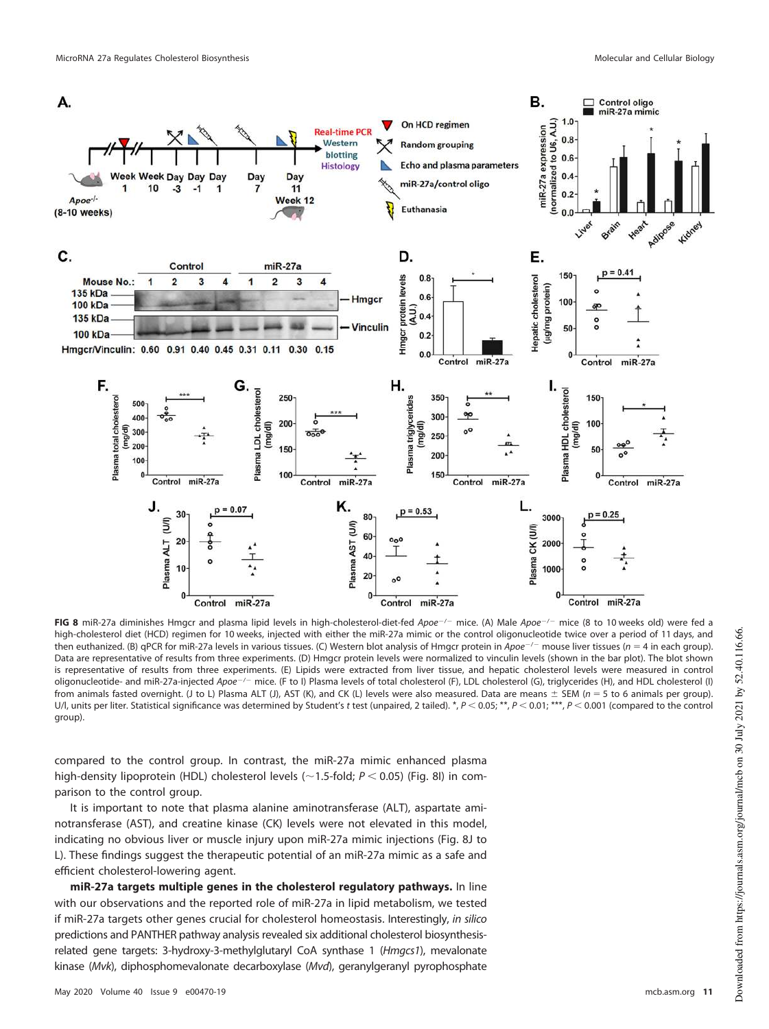**FIG 8** miR-27a diminishes Hmgcr and plasma lipid levels in high-cholesterol-diet-fed *Apoe*$^{-/-}$ mice. (A) Male *Apoe*$^{-/-}$ mice (8 to 10 weeks old) were fed a high-cholesterol diet (HCD) regimen for 10 weeks, injected with either the miR-27a mimic or the control oligonucleotide twice over a period of 11 days, and then euthanized. (B) qPCR for miR-27a levels in various tissues. (C) Western blot analysis of Hmgcr protein in *Apoe*$^{-/-}$ mouse liver tissues ($n = 4$ in each group). Data are representative of results from three experiments. (D) Hmgcr protein levels were normalized to vinculin levels (shown in the bar plot). The blot shown is representative of results from three experiments. (E) Lipids were extracted from liver tissue, and hepatic cholesterol levels were measured in control oligonucleotide- and miR-27a-injected *Apoe*$^{-/-}$ mice. (F to I) Plasma levels of total cholesterol (F), LDL cholesterol (G), triglycerides (H), and HDL cholesterol (I) from animals fasted overnight. (J to L) Plasma ALT (J), AST (K), and CK (L) levels were also measured. Data are means ± SEM ($n = 5$ to 6 animals per group). U/l, units per liter. Statistical significance was determined by Student's *t* test (unpaired, 2 tailed). *, $P < 0.05$; **, $P < 0.01$; ***, $P < 0.001$ (compared to the control group).

compared to the control group. In contrast, the miR-27a mimic enhanced plasma high-density lipoprotein (HDL) cholesterol levels (~1.5-fold; $P < 0.05$) (Fig. 8I) in comparison to the control group.

It is important to note that plasma alanine aminotransferase (ALT), aspartate aminotransferase (AST), and creatine kinase (CK) levels were not elevated in this model, indicating no obvious liver or muscle injury upon miR-27a mimic injections (Fig. 8J to L). These findings suggest the therapeutic potential of an miR-27a mimic as a safe and efficient cholesterol-lowering agent.

**miR-27a targets multiple genes in the cholesterol regulatory pathways.** In line with our observations and the reported role of miR-27a in lipid metabolism, we tested if miR-27a targets other genes crucial for cholesterol homeostasis. Interestingly, *in silico* predictions and PANTHER pathway analysis revealed six additional cholesterol biosynthesis-related gene targets: 3-hydroxy-3-methylglutaryl CoA synthase 1 (*Hmgcs1*), mevalonate kinase (*Mvk*), diphosphomevalonate decarboxylase (*Mvd*), geranylgeranyl pyrophosphate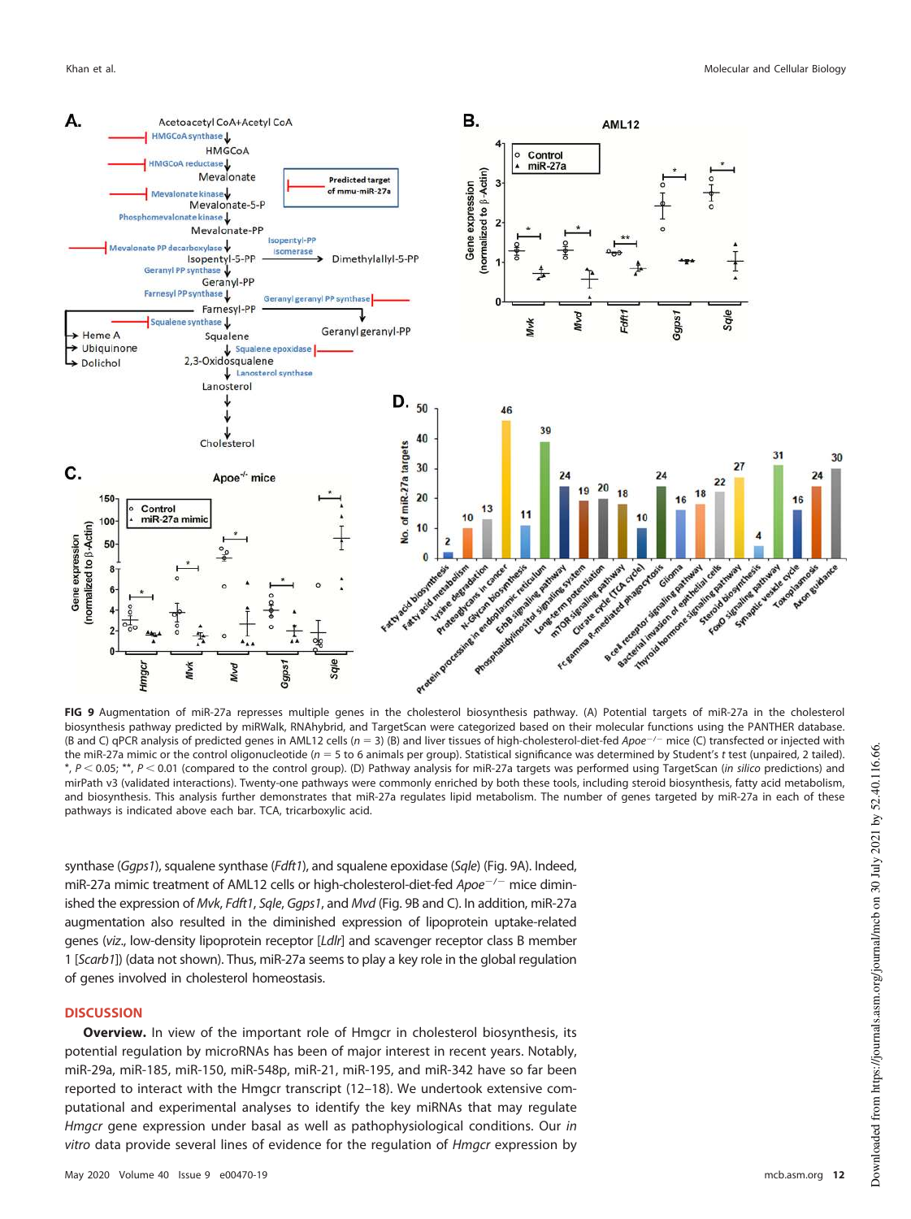FIG 9 Augmentation of miR-27a represses multiple genes in the cholesterol biosynthesis pathway. (A) Potential targets of miR-27a in the cholesterol biosynthesis pathway predicted by miRWalk, RNAhybrid, and TargetScan were categorized based on their molecular functions using the PANTHER database. (B and C) qPCR analysis of predicted genes in AML12 cells ($n = 3$) (B) and liver tissues of high-cholesterol-diet-fed *Apoe*$^{-/-}$ mice (C) transfected or injected with the miR-27a mimic or the control oligonucleotide ($n = 5$ to 6 animals per group). Statistical significance was determined by Student's *t* test (unpaired, 2 tailed). *, $P < 0.05$; **, $P < 0.01$ (compared to the control group). (D) Pathway analysis for miR-27a targets was performed using TargetScan (*in silico* predictions) and mirPath v3 (validated interactions). Twenty-one pathways were commonly enriched by both these tools, including steroid biosynthesis, fatty acid metabolism, and biosynthesis. This analysis further demonstrates that miR-27a regulates lipid metabolism. The number of genes targeted by miR-27a in each of these pathways is indicated above each bar. TCA, tricarboxylic acid.

synthase (*Ggps1*), squalene synthase (*Fdft1*), and squalene epoxidase (*Sqle*) (Fig. 9A). Indeed, miR-27a mimic treatment of AML12 cells or high-cholesterol-diet-fed *Apoe*$^{-/-}$ mice diminished the expression of *Mvk*, *Fdft1*, *Sqle*, *Ggps1*, and *Mvd* (Fig. 9B and C). In addition, miR-27a augmentation also resulted in the diminished expression of lipoprotein uptake-related genes (*viz.*, low-density lipoprotein receptor [*Ldlr*] and scavenger receptor class B member 1 [*Scarb1*]) (data not shown). Thus, miR-27a seems to play a key role in the global regulation of genes involved in cholesterol homeostasis.

## DISCUSSION

**Overview.** In view of the important role of Hmgcr in cholesterol biosynthesis, its potential regulation by microRNAs has been of major interest in recent years. Notably, miR-29a, miR-185, miR-150, miR-548p, miR-21, miR-195, and miR-342 have so far been reported to interact with the Hmgcr transcript (12–18). We undertook extensive computational and experimental analyses to identify the key miRNAs that may regulate *Hmgcr* gene expression under basal as well as pathophysiological conditions. Our *in vitro* data provide several lines of evidence for the regulation of *Hmgcr* expression by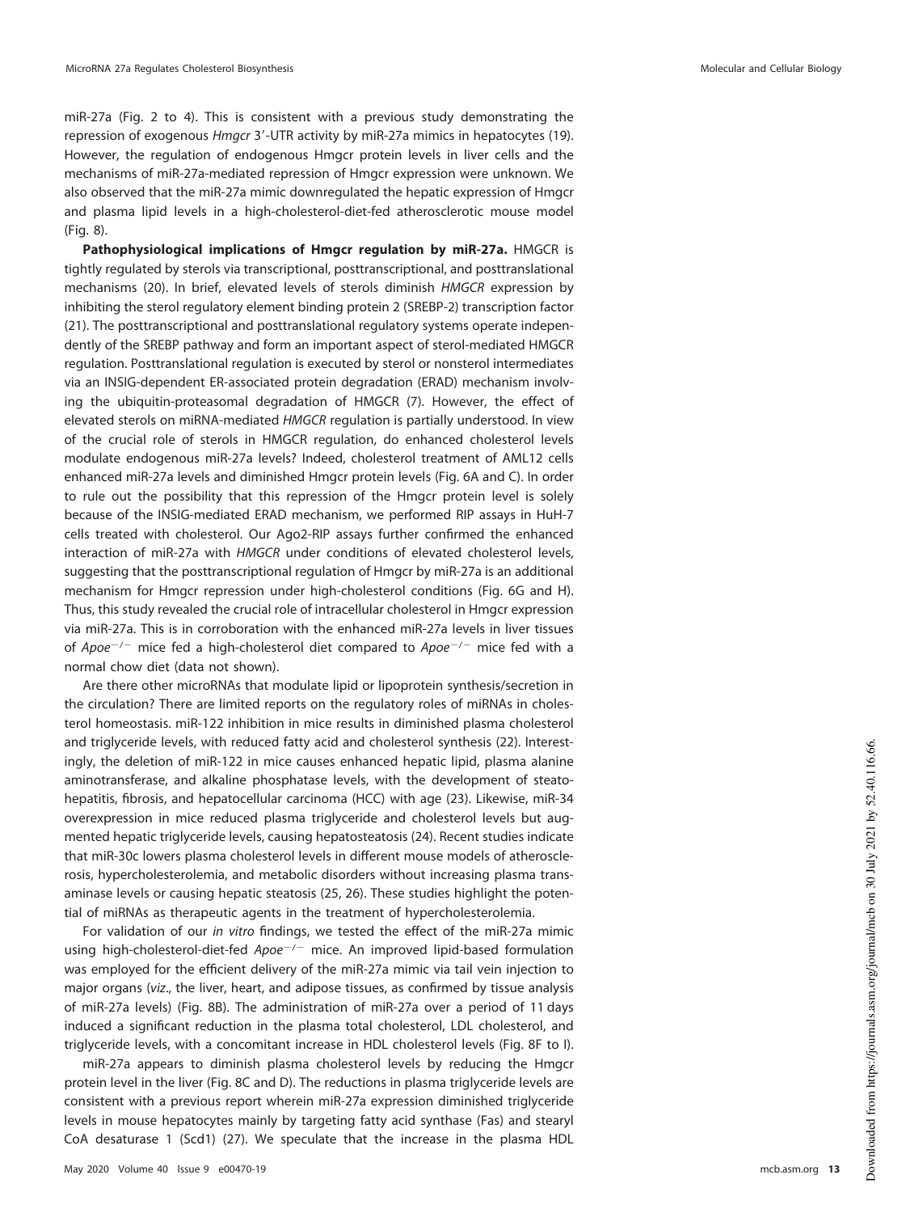miR-27a (Fig. 2 to 4). This is consistent with a previous study demonstrating the repression of exogenous *Hmgcr* 3′-UTR activity by miR-27a mimics in hepatocytes (19). However, the regulation of endogenous Hmgcr protein levels in liver cells and the mechanisms of miR-27a-mediated repression of Hmgcr expression were unknown. We also observed that the miR-27a mimic downregulated the hepatic expression of Hmgcr and plasma lipid levels in a high-cholesterol-diet-fed atherosclerotic mouse model (Fig. 8).

**Pathophysiological implications of Hmgcr regulation by miR-27a.** HMGCR is tightly regulated by sterols via transcriptional, posttranscriptional, and posttranslational mechanisms (20). In brief, elevated levels of sterols diminish *HMGCR* expression by inhibiting the sterol regulatory element binding protein 2 (SREBP-2) transcription factor (21). The posttranscriptional and posttranslational regulatory systems operate independently of the SREBP pathway and form an important aspect of sterol-mediated HMGCR regulation. Posttranslational regulation is executed by sterol or nonsterol intermediates via an INSIG-dependent ER-associated protein degradation (ERAD) mechanism involving the ubiquitin-proteasomal degradation of HMGCR (7). However, the effect of elevated sterols on miRNA-mediated *HMGCR* regulation is partially understood. In view of the crucial role of sterols in HMGCR regulation, do enhanced cholesterol levels modulate endogenous miR-27a levels? Indeed, cholesterol treatment of AML12 cells enhanced miR-27a levels and diminished Hmgcr protein levels (Fig. 6A and C). In order to rule out the possibility that this repression of the Hmgcr protein level is solely because of the INSIG-mediated ERAD mechanism, we performed RIP assays in HuH-7 cells treated with cholesterol. Our Ago2-RIP assays further confirmed the enhanced interaction of miR-27a with *HMGCR* under conditions of elevated cholesterol levels, suggesting that the posttranscriptional regulation of Hmgcr by miR-27a is an additional mechanism for Hmgcr repression under high-cholesterol conditions (Fig. 6G and H). Thus, this study revealed the crucial role of intracellular cholesterol in Hmgcr expression via miR-27a. This is in corroboration with the enhanced miR-27a levels in liver tissues of *Apoe*$^{-/-}$ mice fed a high-cholesterol diet compared to *Apoe*$^{-/-}$ mice fed with a normal chow diet (data not shown).

Are there other microRNAs that modulate lipid or lipoprotein synthesis/secretion in the circulation? There are limited reports on the regulatory roles of miRNAs in cholesterol homeostasis. miR-122 inhibition in mice results in diminished plasma cholesterol and triglyceride levels, with reduced fatty acid and cholesterol synthesis (22). Interestingly, the deletion of miR-122 in mice causes enhanced hepatic lipid, plasma alanine aminotransferase, and alkaline phosphatase levels, with the development of steatohepatitis, fibrosis, and hepatocellular carcinoma (HCC) with age (23). Likewise, miR-34 overexpression in mice reduced plasma triglyceride and cholesterol levels but augmented hepatic triglyceride levels, causing hepatosteatosis (24). Recent studies indicate that miR-30c lowers plasma cholesterol levels in different mouse models of atherosclerosis, hypercholesterolemia, and metabolic disorders without increasing plasma transaminase levels or causing hepatic steatosis (25, 26). These studies highlight the potential of miRNAs as therapeutic agents in the treatment of hypercholesterolemia.

For validation of our *in vitro* findings, we tested the effect of the miR-27a mimic using high-cholesterol-diet-fed *Apoe*$^{-/-}$ mice. An improved lipid-based formulation was employed for the efficient delivery of the miR-27a mimic via tail vein injection to major organs (*viz*., the liver, heart, and adipose tissues, as confirmed by tissue analysis of miR-27a levels) (Fig. 8B). The administration of miR-27a over a period of 11 days induced a significant reduction in the plasma total cholesterol, LDL cholesterol, and triglyceride levels, with a concomitant increase in HDL cholesterol levels (Fig. 8F to I).

miR-27a appears to diminish plasma cholesterol levels by reducing the Hmgcr protein level in the liver (Fig. 8C and D). The reductions in plasma triglyceride levels are consistent with a previous report wherein miR-27a expression diminished triglyceride levels in mouse hepatocytes mainly by targeting fatty acid synthase (Fas) and stearyl CoA desaturase 1 (Scd1) (27). We speculate that the increase in the plasma HDL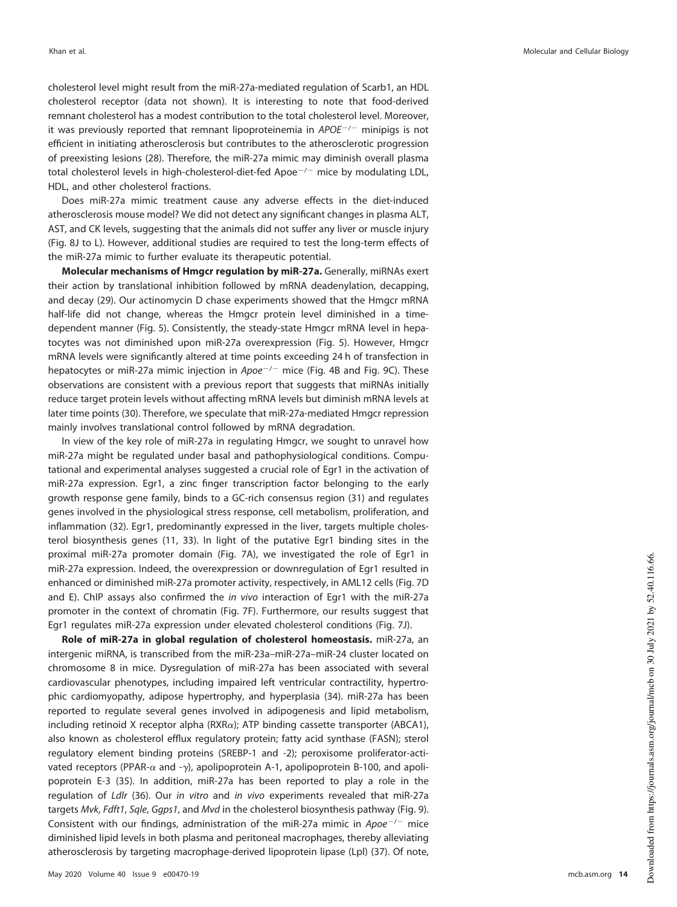cholesterol level might result from the miR-27a-mediated regulation of Scarb1, an HDL cholesterol receptor (data not shown). It is interesting to note that food-derived remnant cholesterol has a modest contribution to the total cholesterol level. Moreover, it was previously reported that remnant lipoproteinemia in *APOE*$^{-/-}$ minipigs is not efficient in initiating atherosclerosis but contributes to the atherosclerotic progression of preexisting lesions (28). Therefore, the miR-27a mimic may diminish overall plasma total cholesterol levels in high-cholesterol-diet-fed Apoe$^{-/-}$ mice by modulating LDL, HDL, and other cholesterol fractions.

Does miR-27a mimic treatment cause any adverse effects in the diet-induced atherosclerosis mouse model? We did not detect any significant changes in plasma ALT, AST, and CK levels, suggesting that the animals did not suffer any liver or muscle injury (Fig. 8J to L). However, additional studies are required to test the long-term effects of the miR-27a mimic to further evaluate its therapeutic potential.

**Molecular mechanisms of Hmgcr regulation by miR-27a.** Generally, miRNAs exert their action by translational inhibition followed by mRNA deadenylation, decapping, and decay (29). Our actinomycin D chase experiments showed that the Hmgcr mRNA half-life did not change, whereas the Hmgcr protein level diminished in a time-dependent manner (Fig. 5). Consistently, the steady-state Hmgcr mRNA level in hepatocytes was not diminished upon miR-27a overexpression (Fig. 5). However, Hmgcr mRNA levels were significantly altered at time points exceeding 24 h of transfection in hepatocytes or miR-27a mimic injection in *Apoe*$^{-/-}$ mice (Fig. 4B and Fig. 9C). These observations are consistent with a previous report that suggests that miRNAs initially reduce target protein levels without affecting mRNA levels but diminish mRNA levels at later time points (30). Therefore, we speculate that miR-27a-mediated Hmgcr repression mainly involves translational control followed by mRNA degradation.

In view of the key role of miR-27a in regulating Hmgcr, we sought to unravel how miR-27a might be regulated under basal and pathophysiological conditions. Computational and experimental analyses suggested a crucial role of Egr1 in the activation of miR-27a expression. Egr1, a zinc finger transcription factor belonging to the early growth response gene family, binds to a GC-rich consensus region (31) and regulates genes involved in the physiological stress response, cell metabolism, proliferation, and inflammation (32). Egr1, predominantly expressed in the liver, targets multiple cholesterol biosynthesis genes (11, 33). In light of the putative Egr1 binding sites in the proximal miR-27a promoter domain (Fig. 7A), we investigated the role of Egr1 in miR-27a expression. Indeed, the overexpression or downregulation of Egr1 resulted in enhanced or diminished miR-27a promoter activity, respectively, in AML12 cells (Fig. 7D and E). ChIP assays also confirmed the *in vivo* interaction of Egr1 with the miR-27a promoter in the context of chromatin (Fig. 7F). Furthermore, our results suggest that Egr1 regulates miR-27a expression under elevated cholesterol conditions (Fig. 7J).

**Role of miR-27a in global regulation of cholesterol homeostasis.** miR-27a, an intergenic miRNA, is transcribed from the miR-23a–miR-27a–miR-24 cluster located on chromosome 8 in mice. Dysregulation of miR-27a has been associated with several cardiovascular phenotypes, including impaired left ventricular contractility, hypertrophic cardiomyopathy, adipose hypertrophy, and hyperplasia (34). miR-27a has been reported to regulate several genes involved in adipogenesis and lipid metabolism, including retinoid X receptor alpha (RXR$\alpha$); ATP binding cassette transporter (ABCA1), also known as cholesterol efflux regulatory protein; fatty acid synthase (FASN); sterol regulatory element binding proteins (SREBP-1 and -2); peroxisome proliferator-activated receptors (PPAR-$\alpha$ and -$\gamma$), apolipoprotein A-1, apolipoprotein B-100, and apolipoprotein E-3 (35). In addition, miR-27a has been reported to play a role in the regulation of *Ldlr* (36). Our *in vitro* and *in vivo* experiments revealed that miR-27a targets *Mvk*, *Fdft1*, *Sqle*, *Ggps1*, and *Mvd* in the cholesterol biosynthesis pathway (Fig. 9). Consistent with our findings, administration of the miR-27a mimic in *Apoe*$^{-/-}$ mice diminished lipid levels in both plasma and peritoneal macrophages, thereby alleviating atherosclerosis by targeting macrophage-derived lipoprotein lipase (Lpl) (37). Of note,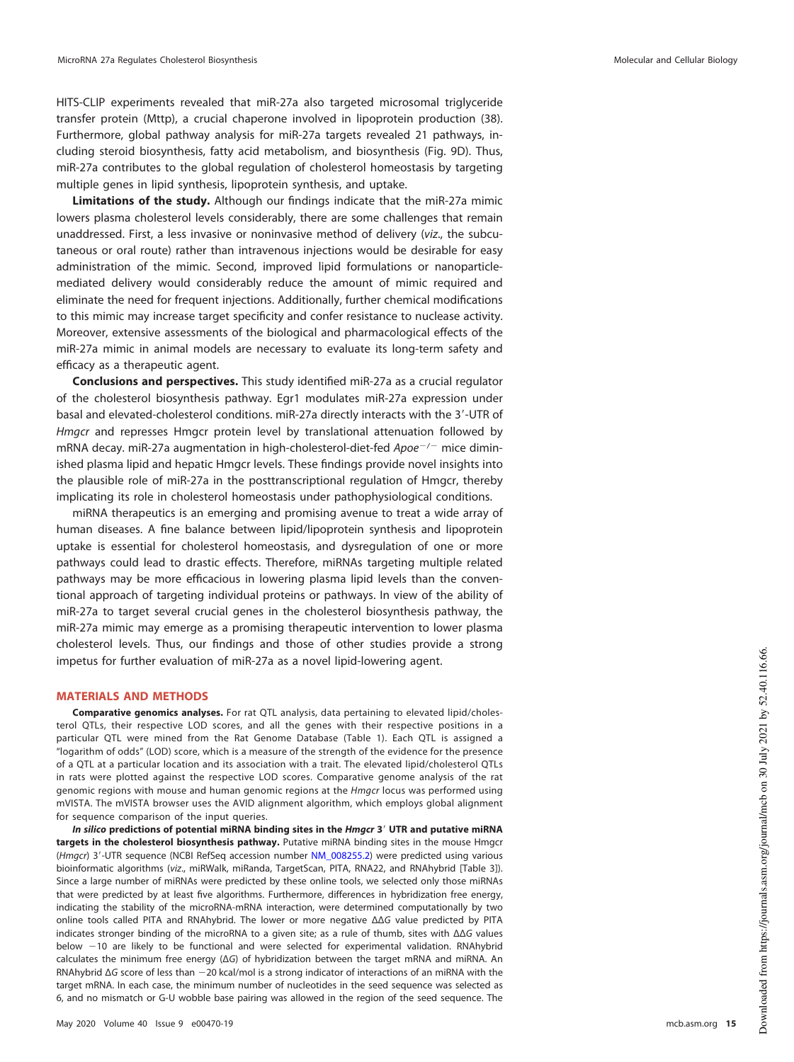HITS-CLIP experiments revealed that miR-27a also targeted microsomal triglyceride transfer protein (Mttp), a crucial chaperone involved in lipoprotein production (38). Furthermore, global pathway analysis for miR-27a targets revealed 21 pathways, including steroid biosynthesis, fatty acid metabolism, and biosynthesis (Fig. 9D). Thus, miR-27a contributes to the global regulation of cholesterol homeostasis by targeting multiple genes in lipid synthesis, lipoprotein synthesis, and uptake.

**Limitations of the study.** Although our findings indicate that the miR-27a mimic lowers plasma cholesterol levels considerably, there are some challenges that remain unaddressed. First, a less invasive or noninvasive method of delivery (*viz*., the subcutaneous or oral route) rather than intravenous injections would be desirable for easy administration of the mimic. Second, improved lipid formulations or nanoparticle-mediated delivery would considerably reduce the amount of mimic required and eliminate the need for frequent injections. Additionally, further chemical modifications to this mimic may increase target specificity and confer resistance to nuclease activity. Moreover, extensive assessments of the biological and pharmacological effects of the miR-27a mimic in animal models are necessary to evaluate its long-term safety and efficacy as a therapeutic agent.

**Conclusions and perspectives.** This study identified miR-27a as a crucial regulator of the cholesterol biosynthesis pathway. Egr1 modulates miR-27a expression under basal and elevated-cholesterol conditions. miR-27a directly interacts with the 3′-UTR of *Hmgcr* and represses Hmgcr protein level by translational attenuation followed by mRNA decay. miR-27a augmentation in high-cholesterol-diet-fed *Apoe*$^{-/-}$ mice diminished plasma lipid and hepatic Hmgcr levels. These findings provide novel insights into the plausible role of miR-27a in the posttranscriptional regulation of Hmgcr, thereby implicating its role in cholesterol homeostasis under pathophysiological conditions.

miRNA therapeutics is an emerging and promising avenue to treat a wide array of human diseases. A fine balance between lipid/lipoprotein synthesis and lipoprotein uptake is essential for cholesterol homeostasis, and dysregulation of one or more pathways could lead to drastic effects. Therefore, miRNAs targeting multiple related pathways may be more efficacious in lowering plasma lipid levels than the conventional approach of targeting individual proteins or pathways. In view of the ability of miR-27a to target several crucial genes in the cholesterol biosynthesis pathway, the miR-27a mimic may emerge as a promising therapeutic intervention to lower plasma cholesterol levels. Thus, our findings and those of other studies provide a strong impetus for further evaluation of miR-27a as a novel lipid-lowering agent.

## MATERIALS AND METHODS

**Comparative genomics analyses.** For rat QTL analysis, data pertaining to elevated lipid/cholesterol QTLs, their respective LOD scores, and all the genes with their respective positions in a particular QTL were mined from the Rat Genome Database (Table 1). Each QTL is assigned a "logarithm of odds" (LOD) score, which is a measure of the strength of the evidence for the presence of a QTL at a particular location and its association with a trait. The elevated lipid/cholesterol QTLs in rats were plotted against the respective LOD scores. Comparative genome analysis of the rat genomic regions with mouse and human genomic regions at the *Hmgcr* locus was performed using mVISTA. The mVISTA browser uses the AVID alignment algorithm, which employs global alignment for sequence comparison of the input queries.

***In silico* predictions of potential miRNA binding sites in the *Hmgcr* 3′ UTR and putative miRNA targets in the cholesterol biosynthesis pathway.** Putative miRNA binding sites in the mouse Hmgcr (*Hmgcr*) 3′-UTR sequence (NCBI RefSeq accession number NM_008255.2) were predicted using various bioinformatic algorithms (*viz*., miRWalk, miRanda, TargetScan, PITA, RNA22, and RNAhybrid [Table 3]). Since a large number of miRNAs were predicted by these online tools, we selected only those miRNAs that were predicted by at least five algorithms. Furthermore, differences in hybridization free energy, indicating the stability of the microRNA-mRNA interaction, were determined computationally by two online tools called PITA and RNAhybrid. The lower or more negative $\Delta\Delta G$ value predicted by PITA indicates stronger binding of the microRNA to a given site; as a rule of thumb, sites with $\Delta\Delta G$ values below $-10$ are likely to be functional and were selected for experimental validation. RNAhybrid calculates the minimum free energy ($\Delta G$) of hybridization between the target mRNA and miRNA. An RNAhybrid $\Delta G$ score of less than $-20$ kcal/mol is a strong indicator of interactions of an miRNA with the target mRNA. In each case, the minimum number of nucleotides in the seed sequence was selected as 6, and no mismatch or G-U wobble base pairing was allowed in the region of the seed sequence. The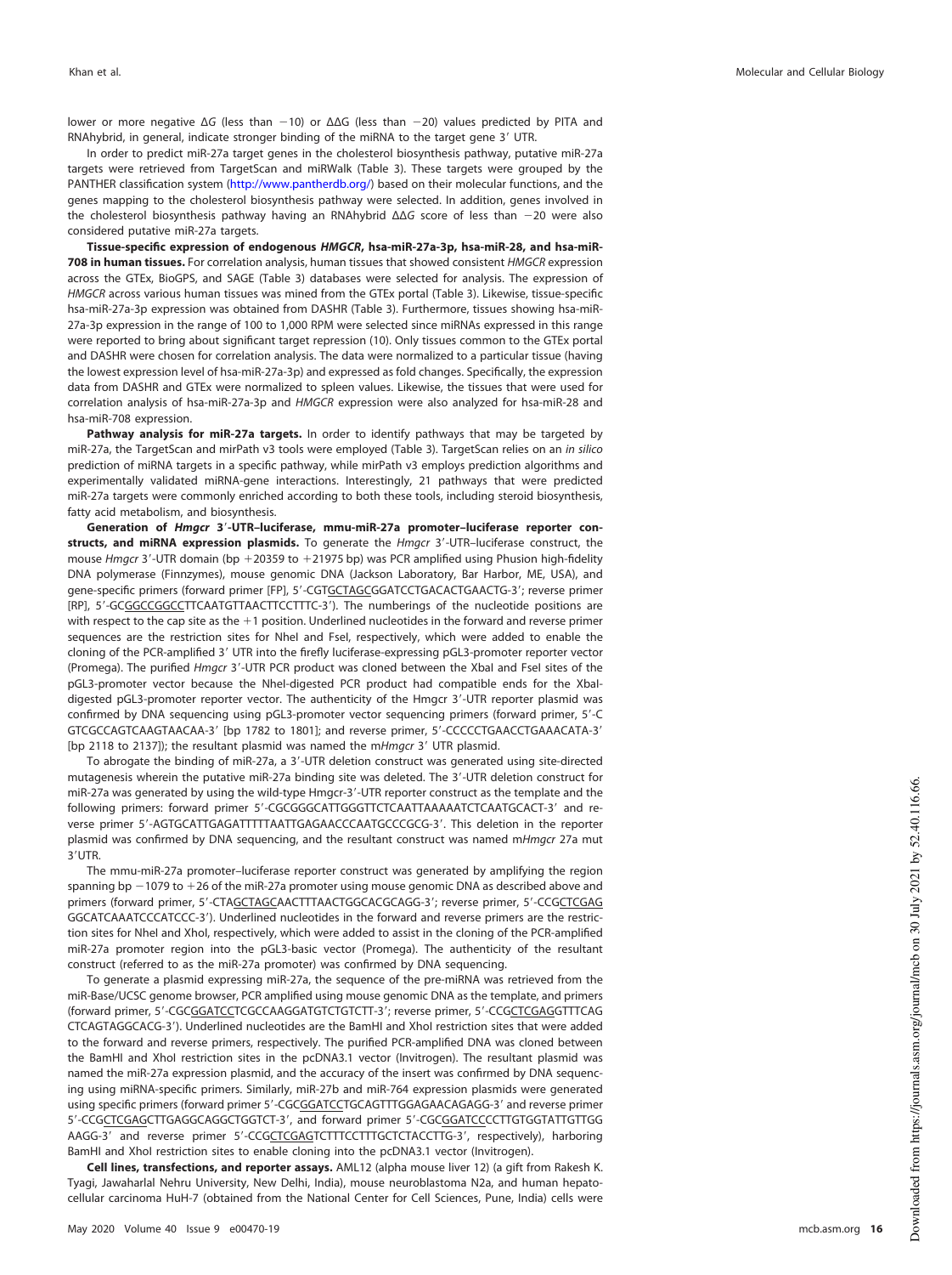lower or more negative ΔG (less than −10) or ΔΔG (less than −20) values predicted by PITA and RNAhybrid, in general, indicate stronger binding of the miRNA to the target gene 3′ UTR.

In order to predict miR-27a target genes in the cholesterol biosynthesis pathway, putative miR-27a targets were retrieved from TargetScan and miRWalk (Table 3). These targets were grouped by the PANTHER classification system (http://www.pantherdb.org/) based on their molecular functions, and the genes mapping to the cholesterol biosynthesis pathway were selected. In addition, genes involved in the cholesterol biosynthesis pathway having an RNAhybrid ΔΔG score of less than −20 were also considered putative miR-27a targets.

**Tissue-specific expression of endogenous *HMGCR*, hsa-miR-27a-3p, hsa-miR-28, and hsa-miR-708 in human tissues.** For correlation analysis, human tissues that showed consistent *HMGCR* expression across the GTEx, BioGPS, and SAGE (Table 3) databases were selected for analysis. The expression of *HMGCR* across various human tissues was mined from the GTEx portal (Table 3). Likewise, tissue-specific hsa-miR-27a-3p expression was obtained from DASHR (Table 3). Furthermore, tissues showing hsa-miR-27a-3p expression in the range of 100 to 1,000 RPM were selected since miRNAs expressed in this range were reported to bring about significant target repression (10). Only tissues common to the GTEx portal and DASHR were chosen for correlation analysis. The data were normalized to a particular tissue (having the lowest expression level of hsa-miR-27a-3p) and expressed as fold changes. Specifically, the expression data from DASHR and GTEx were normalized to spleen values. Likewise, the tissues that were used for correlation analysis of hsa-miR-27a-3p and *HMGCR* expression were also analyzed for hsa-miR-28 and hsa-miR-708 expression.

**Pathway analysis for miR-27a targets.** In order to identify pathways that may be targeted by miR-27a, the TargetScan and mirPath v3 tools were employed (Table 3). TargetScan relies on an *in silico* prediction of miRNA targets in a specific pathway, while mirPath v3 employs prediction algorithms and experimentally validated miRNA-gene interactions. Interestingly, 21 pathways that were predicted miR-27a targets were commonly enriched according to both these tools, including steroid biosynthesis, fatty acid metabolism, and biosynthesis.

**Generation of *Hmgcr* 3′-UTR–luciferase, mmu-miR-27a promoter–luciferase reporter constructs, and miRNA expression plasmids.** To generate the *Hmgcr* 3′-UTR–luciferase construct, the mouse *Hmgcr* 3′-UTR domain (bp +20359 to +21975 bp) was PCR amplified using Phusion high-fidelity DNA polymerase (Finnzymes), mouse genomic DNA (Jackson Laboratory, Bar Harbor, ME, USA), and gene-specific primers (forward primer [FP], 5′-CGTGCTAGCGGATCCTGACACTGAACTG-3′; reverse primer [RP], 5′-GCGGCCGGCCTTCAATGTTAACTTCCTTTC-3′). The numberings of the nucleotide positions are with respect to the cap site as the +1 position. Underlined nucleotides in the forward and reverse primer sequences are the restriction sites for NheI and FseI, respectively, which were added to enable the cloning of the PCR-amplified 3′ UTR into the firefly luciferase-expressing pGL3-promoter reporter vector (Promega). The purified *Hmgcr* 3′-UTR PCR product was cloned between the XbaI and FseI sites of the pGL3-promoter vector because the NheI-digested PCR product had compatible ends for the XbaI-digested pGL3-promoter reporter vector. The authenticity of the Hmgcr 3′-UTR reporter plasmid was confirmed by DNA sequencing using pGL3-promoter vector sequencing primers (forward primer, 5′-CGTCGCCAGTCAAGTAACAA-3′ [bp 1782 to 1801]; and reverse primer, 5′-CCCCCTGAACCTGAAACATA-3′ [bp 2118 to 2137]); the resultant plasmid was named m*Hmgcr* 3′ UTR plasmid.

To abrogate the binding of miR-27a, a 3′-UTR deletion construct was generated using site-directed mutagenesis wherein the putative miR-27a binding site was deleted. The 3′-UTR deletion construct for miR-27a was generated by using the wild-type Hmgcr-3′-UTR reporter construct as the template and the following primers: forward primer 5′-CGCGGGCATTGGGTTCTCAATTAAAAATCTCAATGCACT-3′ and reverse primer 5′-AGTGCATTGAGATTTTTAATTGAGAACCCAATGCCCGCG-3′. This deletion in the reporter plasmid was confirmed by DNA sequencing, and the resultant construct was named m*Hmgcr* 27a mut 3′UTR.

The mmu-miR-27a promoter–luciferase reporter construct was generated by amplifying the region spanning bp −1079 to +26 of the miR-27a promoter using mouse genomic DNA as described above and primers (forward primer, 5′-CTAGCTAGCAACTTTAACTGGCACGCAGG-3′; reverse primer, 5′-CCGCTCGAGGGCATCAAATCCCATCCC-3′). Underlined nucleotides in the forward and reverse primers are the restriction sites for NheI and XhoI, respectively, which were added to assist in the cloning of the PCR-amplified miR-27a promoter region into the pGL3-basic vector (Promega). The authenticity of the resultant construct (referred to as the miR-27a promoter) was confirmed by DNA sequencing.

To generate a plasmid expressing miR-27a, the sequence of the pre-miRNA was retrieved from the miR-Base/UCSC genome browser, PCR amplified using mouse genomic DNA as the template, and primers (forward primer, 5′-CGCGGATCCTCGCCAAGGATGTCTGTCTT-3′; reverse primer, 5′-CCGCTCGAGGTTTCAGCTCAGTAGGCACG-3′). Underlined nucleotides are the BamHI and XhoI restriction sites that were added to the forward and reverse primers, respectively. The purified PCR-amplified DNA was cloned between the BamHI and XhoI restriction sites in the pcDNA3.1 vector (Invitrogen). The resultant plasmid was named the miR-27a expression plasmid, and the accuracy of the insert was confirmed by DNA sequencing using miRNA-specific primers. Similarly, miR-27b and miR-764 expression plasmids were generated using specific primers (forward primer 5′-CGCGGATCCTGCAGTTTGGAGAACAGAGG-3′ and reverse primer 5′-CCGCTCGAGCTTGAGGCAGGCTGGTCT-3′, and forward primer 5′-CGCGGATCCCCTTGTGGTATTGTTGGAAGG-3′ and reverse primer 5′-CCGCTCGAGTCTTTCCTTTGCTCTACCTTG-3′, respectively), harboring BamHI and XhoI restriction sites to enable cloning into the pcDNA3.1 vector (Invitrogen).

**Cell lines, transfections, and reporter assays.** AML12 (alpha mouse liver 12) (a gift from Rakesh K. Tyagi, Jawaharlal Nehru University, New Delhi, India), mouse neuroblastoma N2a, and human hepatocellular carcinoma HuH-7 (obtained from the National Center for Cell Sciences, Pune, India) cells were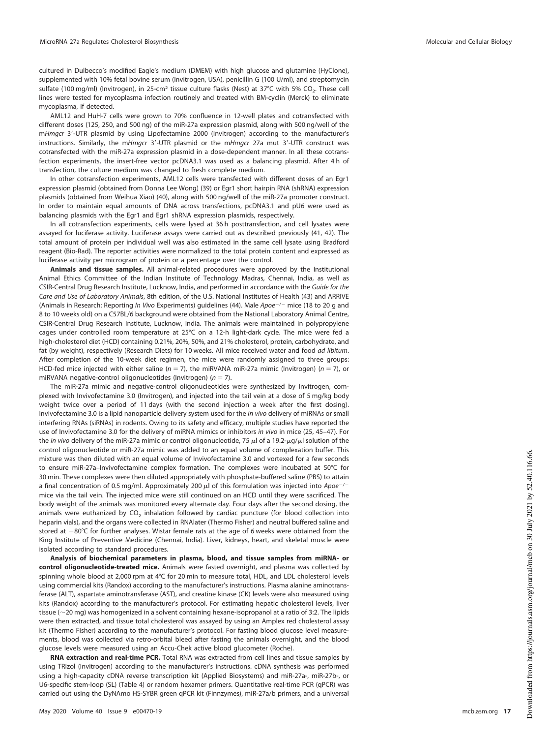cultured in Dulbecco's modified Eagle's medium (DMEM) with high glucose and glutamine (HyClone), supplemented with 10% fetal bovine serum (Invitrogen, USA), penicillin G (100 U/ml), and streptomycin sulfate (100 mg/ml) (Invitrogen), in 25-cm² tissue culture flasks (Nest) at 37°C with 5% $CO_2$. These cell lines were tested for mycoplasma infection routinely and treated with BM-cyclin (Merck) to eliminate mycoplasma, if detected.

AML12 and HuH-7 cells were grown to 70% confluence in 12-well plates and cotransfected with different doses (125, 250, and 500 ng) of the miR-27a expression plasmid, along with 500 ng/well of the m*Hmgcr* 3′-UTR plasmid by using Lipofectamine 2000 (Invitrogen) according to the manufacturer's instructions. Similarly, the m*Hmgcr* 3′-UTR plasmid or the m*Hmgcr* 27a mut 3′-UTR construct was cotransfected with the miR-27a expression plasmid in a dose-dependent manner. In all these cotransfection experiments, the insert-free vector pcDNA3.1 was used as a balancing plasmid. After 4 h of transfection, the culture medium was changed to fresh complete medium.

In other cotransfection experiments, AML12 cells were transfected with different doses of an Egr1 expression plasmid (obtained from Donna Lee Wong) (39) or Egr1 short hairpin RNA (shRNA) expression plasmids (obtained from Weihua Xiao) (40), along with 500 ng/well of the miR-27a promoter construct. In order to maintain equal amounts of DNA across transfections, pcDNA3.1 and pU6 were used as balancing plasmids with the Egr1 and Egr1 shRNA expression plasmids, respectively.

In all cotransfection experiments, cells were lysed at 36 h posttransfection, and cell lysates were assayed for luciferase activity. Luciferase assays were carried out as described previously (41, 42). The total amount of protein per individual well was also estimated in the same cell lysate using Bradford reagent (Bio-Rad). The reporter activities were normalized to the total protein content and expressed as luciferase activity per microgram of protein or a percentage over the control.

**Animals and tissue samples.** All animal-related procedures were approved by the Institutional Animal Ethics Committee of the Indian Institute of Technology Madras, Chennai, India, as well as CSIR-Central Drug Research Institute, Lucknow, India, and performed in accordance with the *Guide for the Care and Use of Laboratory Animals*, 8th edition, of the U.S. National Institutes of Health (43) and ARRIVE (Animals in Research: Reporting *In Vivo* Experiments) guidelines (44). Male *Apoe*$^{-/-}$ mice (18 to 20 g and 8 to 10 weeks old) on a C57BL/6 background were obtained from the National Laboratory Animal Centre, CSIR-Central Drug Research Institute, Lucknow, India. The animals were maintained in polypropylene cages under controlled room temperature at 25°C on a 12-h light-dark cycle. The mice were fed a high-cholesterol diet (HCD) containing 0.21%, 20%, 50%, and 21% cholesterol, protein, carbohydrate, and fat (by weight), respectively (Research Diets) for 10 weeks. All mice received water and food *ad libitum*. After completion of the 10-week diet regimen, the mice were randomly assigned to three groups: HCD-fed mice injected with either saline ($n = 7$), the miRVANA miR-27a mimic (Invitrogen) ($n = 7$), or miRVANA negative-control oligonucleotides (Invitrogen) ($n = 7$).

The miR-27a mimic and negative-control oligonucleotides were synthesized by Invitrogen, complexed with Invivofectamine 3.0 (Invitrogen), and injected into the tail vein at a dose of 5 mg/kg body weight twice over a period of 11 days (with the second injection a week after the first dosing). Invivofectamine 3.0 is a lipid nanoparticle delivery system used for the *in vivo* delivery of miRNAs or small interfering RNAs (siRNAs) in rodents. Owing to its safety and efficacy, multiple studies have reported the use of Invivofectamine 3.0 for the delivery of miRNA mimics or inhibitors *in vivo* in mice (25, 45–47). For the *in vivo* delivery of the miR-27a mimic or control oligonucleotide, 75 μl of a 19.2-μg/μl solution of the control oligonucleotide or miR-27a mimic was added to an equal volume of complexation buffer. This mixture was then diluted with an equal volume of Invivofectamine 3.0 and vortexed for a few seconds to ensure miR-27a–Invivofectamine complex formation. The complexes were incubated at 50°C for 30 min. These complexes were then diluted appropriately with phosphate-buffered saline (PBS) to attain a final concentration of 0.5 mg/ml. Approximately 200 μl of this formulation was injected into *Apoe*$^{-/-}$ mice via the tail vein. The injected mice were still continued on an HCD until they were sacrificed. The body weight of the animals was monitored every alternate day. Four days after the second dosing, the animals were euthanized by $CO_2$ inhalation followed by cardiac puncture (for blood collection into heparin vials), and the organs were collected in RNAlater (Thermo Fisher) and neutral buffered saline and stored at −80°C for further analyses. Wistar female rats at the age of 6 weeks were obtained from the King Institute of Preventive Medicine (Chennai, India). Liver, kidneys, heart, and skeletal muscle were isolated according to standard procedures.

**Analysis of biochemical parameters in plasma, blood, and tissue samples from miRNA- or control oligonucleotide-treated mice.** Animals were fasted overnight, and plasma was collected by spinning whole blood at 2,000 rpm at 4°C for 20 min to measure total, HDL, and LDL cholesterol levels using commercial kits (Randox) according to the manufacturer's instructions. Plasma alanine aminotransferase (ALT), aspartate aminotransferase (AST), and creatine kinase (CK) levels were also measured using kits (Randox) according to the manufacturer's protocol. For estimating hepatic cholesterol levels, liver tissue (~20 mg) was homogenized in a solvent containing hexane-isopropanol at a ratio of 3:2. The lipids were then extracted, and tissue total cholesterol was assayed by using an Amplex red cholesterol assay kit (Thermo Fisher) according to the manufacturer's protocol. For fasting blood glucose level measurements, blood was collected via retro-orbital bleed after fasting the animals overnight, and the blood glucose levels were measured using an Accu-Chek active blood glucometer (Roche).

**RNA extraction and real-time PCR.** Total RNA was extracted from cell lines and tissue samples by using TRIzol (Invitrogen) according to the manufacturer's instructions. cDNA synthesis was performed using a high-capacity cDNA reverse transcription kit (Applied Biosystems) and miR-27a-, miR-27b-, or U6-specific stem-loop (SL) (Table 4) or random hexamer primers. Quantitative real-time PCR (qPCR) was carried out using the DyNAmo HS-SYBR green qPCR kit (Finnzymes), miR-27a/b primers, and a universal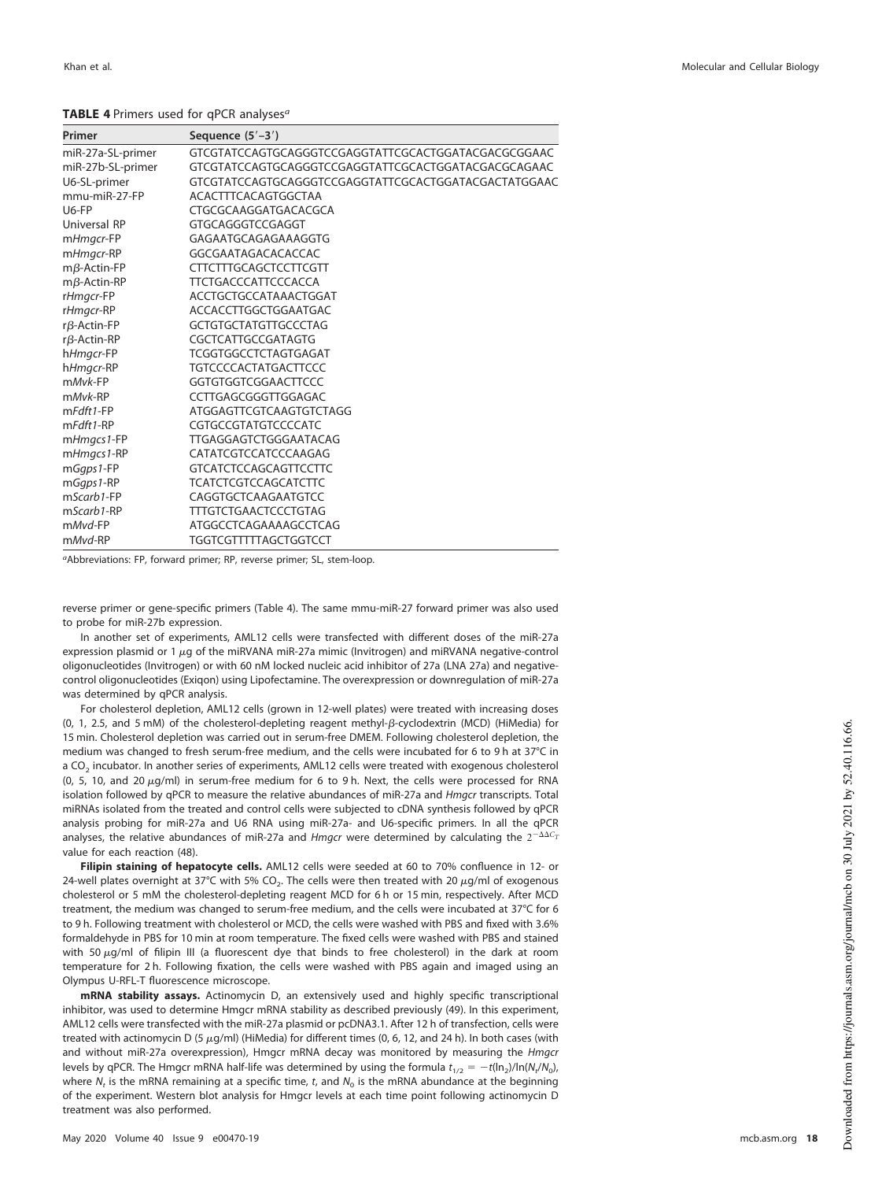**TABLE 4** Primers used for qPCR analyses[a]

| Primer | Sequence (5′–3′) |
|---|---|
| miR-27a-SL-primer | GTCGTATCCAGTGCAGGGTCCGAGGTATTCGCACTGGATACGACGCGGAAC |
| miR-27b-SL-primer | GTCGTATCCAGTGCAGGGTCCGAGGTATTCGCACTGGATACGACGCAGAAC |
| U6-SL-primer | GTCGTATCCAGTGCAGGGTCCGAGGTATTCGCACTGGATACGACTATGGAAC |
| mmu-miR-27-FP | ACACTTTCACAGTGGCTAA |
| U6-FP | CTGCGCAAGGATGACACGCA |
| Universal RP | GTGCAGGGTCCGAGGT |
| m*Hmgcr*-FP | GAGAATGCAGAGAAAGGTG |
| m*Hmgcr*-RP | GGCGAATAGACACACCAC |
| mβ-Actin-FP | CTTCTTTGCAGCTCCTTCGTT |
| mβ-Actin-RP | TTCTGACCCATTCCCACCA |
| r*Hmgcr*-FP | ACCTGCTGCCATAAACTGGAT |
| r*Hmgcr*-RP | ACCACCTTGGCTGGAATGAC |
| rβ-Actin-FP | GCTGTGCTATGTTGCCCTAG |
| rβ-Actin-RP | CGCTCATTGCCGATAGTG |
| h*Hmgcr*-FP | TCGGTGGCCTCTAGTGAGAT |
| h*Hmgcr*-RP | TGTCCCCACTATGACTTCCC |
| m*Mvk*-FP | GGTGTGGTCGGAACTTCCC |
| m*Mvk*-RP | CCTTGAGCGGGTTGGAGAC |
| m*Fdft1*-FP | ATGGAGTTCGTCAAGTGTCTAGG |
| m*Fdft1*-RP | CGTGCCGTATGTCCCCATC |
| m*Hmgcs1*-FP | TTGAGGAGTCTGGGAATACAG |
| m*Hmgcs1*-RP | CATATCGTCCATCCCAAGAG |
| m*Ggps1*-FP | GTCATCTCCAGCAGTTCCTTC |
| m*Ggps1*-RP | TCATCTCGTCCAGCATCTTC |
| m*Scarb1*-FP | CAGGTGCTCAAGAATGTCC |
| m*Scarb1*-RP | TTTGTCTGAACTCCCTGTAG |
| m*Mvd*-FP | ATGGCCTCAGAAAAGCCTCAG |
| m*Mvd*-RP | TGGTCGTTTTTAGCTGGTCCT |

[a]Abbreviations: FP, forward primer; RP, reverse primer; SL, stem-loop.

reverse primer or gene-specific primers (Table 4). The same mmu-miR-27 forward primer was also used to probe for miR-27b expression.

In another set of experiments, AML12 cells were transfected with different doses of the miR-27a expression plasmid or 1 μg of the miRVANA miR-27a mimic (Invitrogen) and miRVANA negative-control oligonucleotides (Invitrogen) or with 60 nM locked nucleic acid inhibitor of 27a (LNA 27a) and negative-control oligonucleotides (Exiqon) using Lipofectamine. The overexpression or downregulation of miR-27a was determined by qPCR analysis.

For cholesterol depletion, AML12 cells (grown in 12-well plates) were treated with increasing doses (0, 1, 2.5, and 5 mM) of the cholesterol-depleting reagent methyl-β-cyclodextrin (MCD) (HiMedia) for 15 min. Cholesterol depletion was carried out in serum-free DMEM. Following cholesterol depletion, the medium was changed to fresh serum-free medium, and the cells were incubated for 6 to 9 h at 37°C in a $CO_2$ incubator. In another series of experiments, AML12 cells were treated with exogenous cholesterol (0, 5, 10, and 20 μg/ml) in serum-free medium for 6 to 9 h. Next, the cells were processed for RNA isolation followed by qPCR to measure the relative abundances of miR-27a and *Hmgcr* transcripts. Total miRNAs isolated from the treated and control cells were subjected to cDNA synthesis followed by qPCR analysis probing for miR-27a and U6 RNA using miR-27a- and U6-specific primers. In all the qPCR analyses, the relative abundances of miR-27a and *Hmgcr* were determined by calculating the $2^{-\Delta\Delta C_T}$ value for each reaction (48).

**Filipin staining of hepatocyte cells.** AML12 cells were seeded at 60 to 70% confluence in 12- or 24-well plates overnight at 37°C with 5% $CO_2$. The cells were then treated with 20 μg/ml of exogenous cholesterol or 5 mM the cholesterol-depleting reagent MCD for 6 h or 15 min, respectively. After MCD treatment, the medium was changed to serum-free medium, and the cells were incubated at 37°C for 6 to 9 h. Following treatment with cholesterol or MCD, the cells were washed with PBS and fixed with 3.6% formaldehyde in PBS for 10 min at room temperature. The fixed cells were washed with PBS and stained with 50 μg/ml of filipin III (a fluorescent dye that binds to free cholesterol) in the dark at room temperature for 2 h. Following fixation, the cells were washed with PBS again and imaged using an Olympus U-RFL-T fluorescence microscope.

**mRNA stability assays.** Actinomycin D, an extensively used and highly specific transcriptional inhibitor, was used to determine Hmgcr mRNA stability as described previously (49). In this experiment, AML12 cells were transfected with the miR-27a plasmid or pcDNA3.1. After 12 h of transfection, cells were treated with actinomycin D (5 μg/ml) (HiMedia) for different times (0, 6, 12, and 24 h). In both cases (with and without miR-27a overexpression), Hmgcr mRNA decay was monitored by measuring the *Hmgcr* levels by qPCR. The Hmgcr mRNA half-life was determined by using the formula $t_{1/2} = -t(\ln_2)/\ln(N_t/N_0)$, where $N_t$ is the mRNA remaining at a specific time, $t$, and $N_0$ is the mRNA abundance at the beginning of the experiment. Western blot analysis for Hmgcr levels at each time point following actinomycin D treatment was also performed.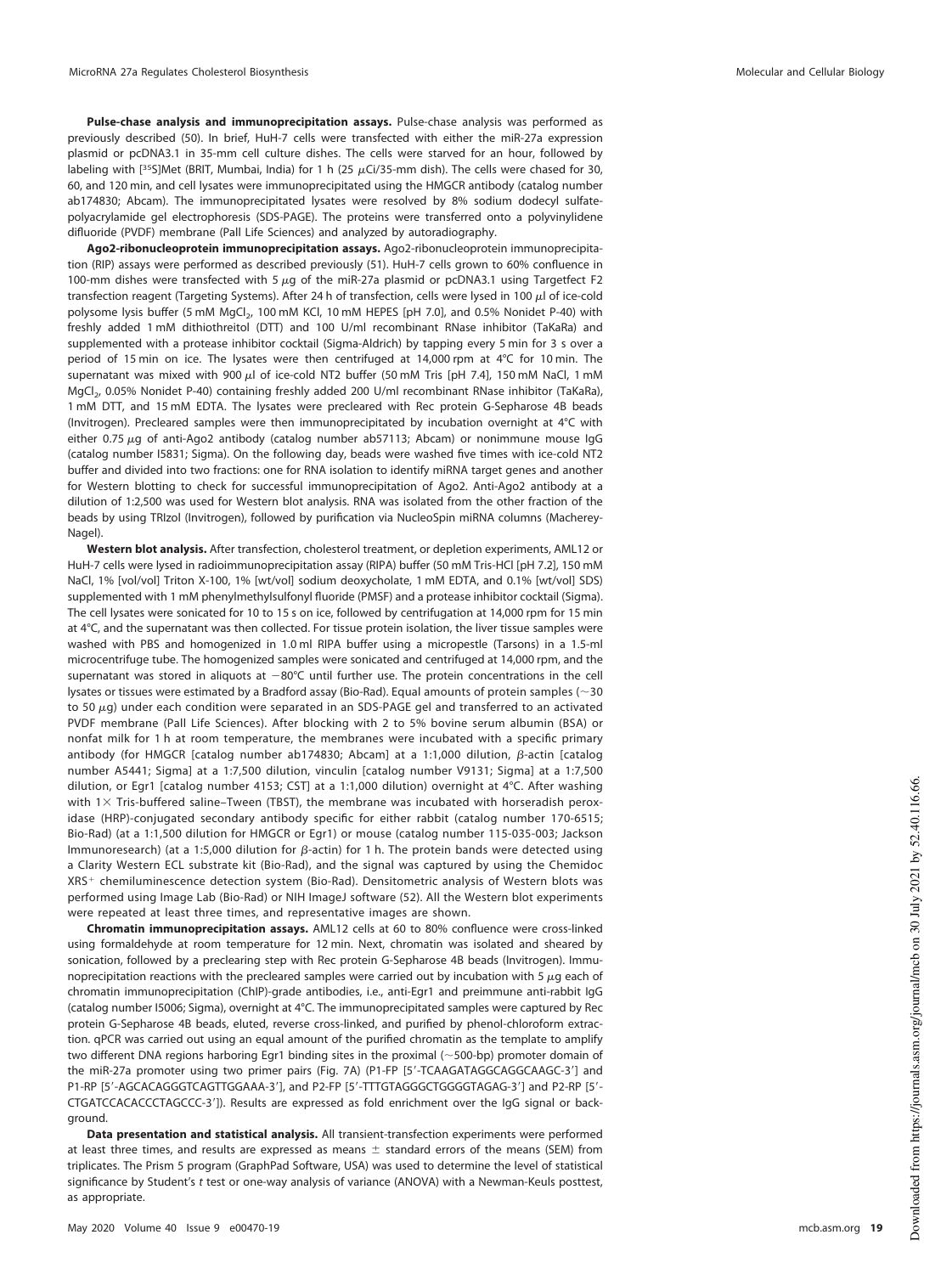**Pulse-chase analysis and immunoprecipitation assays.** Pulse-chase analysis was performed as previously described (50). In brief, HuH-7 cells were transfected with either the miR-27a expression plasmid or pcDNA3.1 in 35-mm cell culture dishes. The cells were starved for an hour, followed by labeling with [$^{35}$S]Met (BRIT, Mumbai, India) for 1 h (25 $\mu$Ci/35-mm dish). The cells were chased for 30, 60, and 120 min, and cell lysates were immunoprecipitated using the HMGCR antibody (catalog number ab174830; Abcam). The immunoprecipitated lysates were resolved by 8% sodium dodecyl sulfate-polyacrylamide gel electrophoresis (SDS-PAGE). The proteins were transferred onto a polyvinylidene difluoride (PVDF) membrane (Pall Life Sciences) and analyzed by autoradiography.

**Ago2-ribonucleoprotein immunoprecipitation assays.** Ago2-ribonucleoprotein immunoprecipitation (RIP) assays were performed as described previously (51). HuH-7 cells grown to 60% confluence in 100-mm dishes were transfected with 5 $\mu$g of the miR-27a plasmid or pcDNA3.1 using Targetfect F2 transfection reagent (Targeting Systems). After 24 h of transfection, cells were lysed in 100 $\mu$l of ice-cold polysome lysis buffer (5 mM $MgCl_2$, 100 mM KCl, 10 mM HEPES [pH 7.0], and 0.5% Nonidet P-40) with freshly added 1 mM dithiothreitol (DTT) and 100 U/ml recombinant RNase inhibitor (TaKaRa) and supplemented with a protease inhibitor cocktail (Sigma-Aldrich) by tapping every 5 min for 3 s over a period of 15 min on ice. The lysates were then centrifuged at 14,000 rpm at 4°C for 10 min. The supernatant was mixed with 900 $\mu$l of ice-cold NT2 buffer (50 mM Tris [pH 7.4], 150 mM NaCl, 1 mM $MgCl_2$, 0.05% Nonidet P-40) containing freshly added 200 U/ml recombinant RNase inhibitor (TaKaRa), 1 mM DTT, and 15 mM EDTA. The lysates were precleared with Rec protein G-Sepharose 4B beads (Invitrogen). Precleared samples were then immunoprecipitated by incubation overnight at 4°C with either 0.75 $\mu$g of anti-Ago2 antibody (catalog number ab57113; Abcam) or nonimmune mouse IgG (catalog number I5831; Sigma). On the following day, beads were washed five times with ice-cold NT2 buffer and divided into two fractions: one for RNA isolation to identify miRNA target genes and another for Western blotting to check for successful immunoprecipitation of Ago2. Anti-Ago2 antibody at a dilution of 1:2,500 was used for Western blot analysis. RNA was isolated from the other fraction of the beads by using TRIzol (Invitrogen), followed by purification via NucleoSpin miRNA columns (Macherey-Nagel).

**Western blot analysis.** After transfection, cholesterol treatment, or depletion experiments, AML12 or HuH-7 cells were lysed in radioimmunoprecipitation assay (RIPA) buffer (50 mM Tris-HCl [pH 7.2], 150 mM NaCl, 1% [vol/vol] Triton X-100, 1% [wt/vol] sodium deoxycholate, 1 mM EDTA, and 0.1% [wt/vol] SDS) supplemented with 1 mM phenylmethylsulfonyl fluoride (PMSF) and a protease inhibitor cocktail (Sigma). The cell lysates were sonicated for 10 to 15 s on ice, followed by centrifugation at 14,000 rpm for 15 min at 4°C, and the supernatant was then collected. For tissue protein isolation, the liver tissue samples were washed with PBS and homogenized in 1.0 ml RIPA buffer using a micropestle (Tarsons) in a 1.5-ml microcentrifuge tube. The homogenized samples were sonicated and centrifuged at 14,000 rpm, and the supernatant was stored in aliquots at −80°C until further use. The protein concentrations in the cell lysates or tissues were estimated by a Bradford assay (Bio-Rad). Equal amounts of protein samples (~30 to 50 $\mu$g) under each condition were separated in an SDS-PAGE gel and transferred to an activated PVDF membrane (Pall Life Sciences). After blocking with 2 to 5% bovine serum albumin (BSA) or nonfat milk for 1 h at room temperature, the membranes were incubated with a specific primary antibody (for HMGCR [catalog number ab174830; Abcam] at a 1:1,000 dilution, $\beta$-actin [catalog number A5441; Sigma] at a 1:7,500 dilution, vinculin [catalog number V9131; Sigma] at a 1:7,500 dilution, or Egr1 [catalog number 4153; CST] at a 1:1,000 dilution) overnight at 4°C. After washing with 1× Tris-buffered saline–Tween (TBST), the membrane was incubated with horseradish peroxidase (HRP)-conjugated secondary antibody specific for either rabbit (catalog number 170-6515; Bio-Rad) (at a 1:1,500 dilution for HMGCR or Egr1) or mouse (catalog number 115-035-003; Jackson Immunoresearch) (at a 1:5,000 dilution for $\beta$-actin) for 1 h. The protein bands were detected using a Clarity Western ECL substrate kit (Bio-Rad), and the signal was captured by using the Chemidoc XRS$^+$ chemiluminescence detection system (Bio-Rad). Densitometric analysis of Western blots was performed using Image Lab (Bio-Rad) or NIH ImageJ software (52). All the Western blot experiments were repeated at least three times, and representative images are shown.

**Chromatin immunoprecipitation assays.** AML12 cells at 60 to 80% confluence were cross-linked using formaldehyde at room temperature for 12 min. Next, chromatin was isolated and sheared by sonication, followed by a preclearing step with Rec protein G-Sepharose 4B beads (Invitrogen). Immunoprecipitation reactions with the precleared samples were carried out by incubation with 5 $\mu$g each of chromatin immunoprecipitation (ChIP)-grade antibodies, i.e., anti-Egr1 and preimmune anti-rabbit IgG (catalog number I5006; Sigma), overnight at 4°C. The immunoprecipitated samples were captured by Rec protein G-Sepharose 4B beads, eluted, reverse cross-linked, and purified by phenol-chloroform extraction. qPCR was carried out using an equal amount of the purified chromatin as the template to amplify two different DNA regions harboring Egr1 binding sites in the proximal (~500-bp) promoter domain of the miR-27a promoter using two primer pairs (Fig. 7A) (P1-FP [5′-TCAAGATAGGCAGGCAAGC-3′] and P1-RP [5′-AGCACAGGGTCAGTTGGAAA-3′], and P2-FP [5′-TTTGTAGGGCTGGGGTAGAG-3′] and P2-RP [5′-CTGATCCACACCCTAGCCC-3′]). Results are expressed as fold enrichment over the IgG signal or background.

**Data presentation and statistical analysis.** All transient-transfection experiments were performed at least three times, and results are expressed as means ± standard errors of the means (SEM) from triplicates. The Prism 5 program (GraphPad Software, USA) was used to determine the level of statistical significance by Student's *t* test or one-way analysis of variance (ANOVA) with a Newman-Keuls posttest, as appropriate.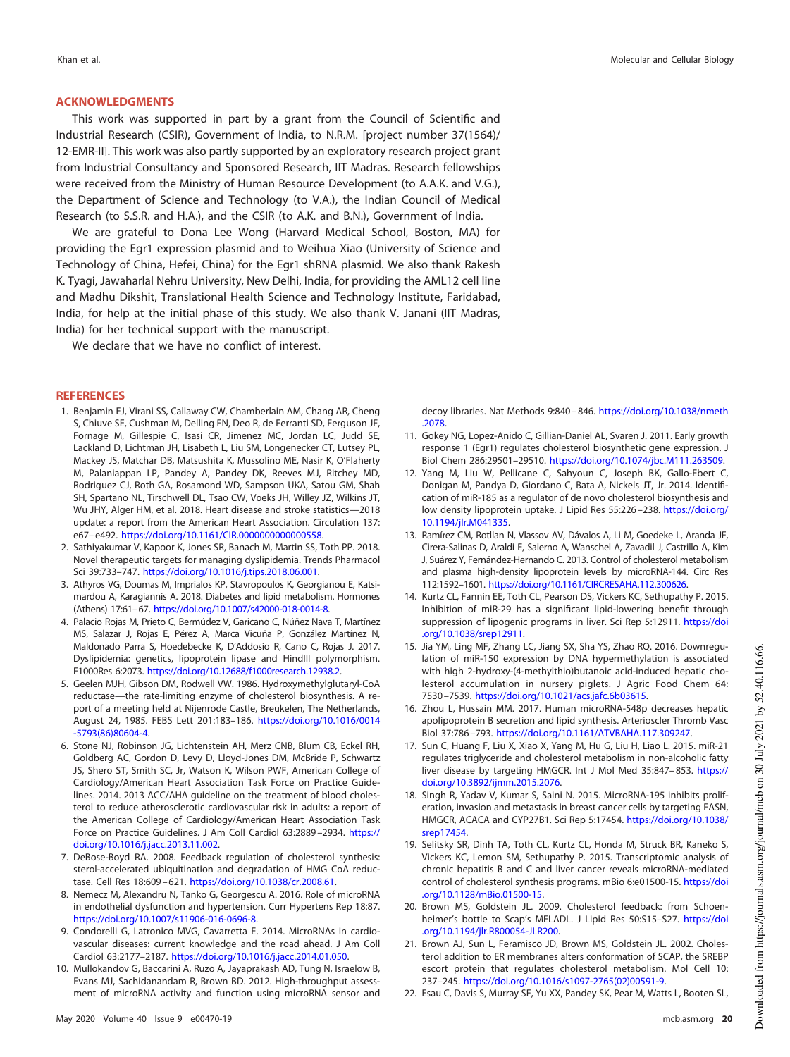## ACKNOWLEDGMENTS

This work was supported in part by a grant from the Council of Scientific and Industrial Research (CSIR), Government of India, to N.R.M. [project number 37(1564)/12-EMR-II]. This work was also partly supported by an exploratory research project grant from Industrial Consultancy and Sponsored Research, IIT Madras. Research fellowships were received from the Ministry of Human Resource Development (to A.A.K. and V.G.), the Department of Science and Technology (to V.A.), the Indian Council of Medical Research (to S.S.R. and H.A.), and the CSIR (to A.K. and B.N.), Government of India.

We are grateful to Dona Lee Wong (Harvard Medical School, Boston, MA) for providing the Egr1 expression plasmid and to Weihua Xiao (University of Science and Technology of China, Hefei, China) for the Egr1 shRNA plasmid. We also thank Rakesh K. Tyagi, Jawaharlal Nehru University, New Delhi, India, for providing the AML12 cell line and Madhu Dikshit, Translational Health Science and Technology Institute, Faridabad, India, for help at the initial phase of this study. We also thank V. Janani (IIT Madras, India) for her technical support with the manuscript.

We declare that we have no conflict of interest.

## REFERENCES

1. Benjamin EJ, Virani SS, Callaway CW, Chamberlain AM, Chang AR, Cheng S, Chiuve SE, Cushman M, Delling FN, Deo R, de Ferranti SD, Ferguson JF, Fornage M, Gillespie C, Isasi CR, Jimenez MC, Jordan LC, Judd SE, Lackland D, Lichtman JH, Lisabeth L, Liu SM, Longenecker CT, Lutsey PL, Mackey JS, Matchar DB, Matsushita K, Mussolino ME, Nasir K, O'Flaherty M, Palaniappan LP, Pandey A, Pandey DK, Reeves MJ, Ritchey MD, Rodriguez CJ, Roth GA, Rosamond WD, Sampson UKA, Satou GM, Shah SH, Spartano NL, Tirschwell DL, Tsao CW, Voeks JH, Willey JZ, Wilkins JT, Wu JHY, Alger HM, et al. 2018. Heart disease and stroke statistics—2018 update: a report from the American Heart Association. Circulation 137:e67–e492. https://doi.org/10.1161/CIR.0000000000000558.
2. Sathiyakumar V, Kapoor K, Jones SR, Banach M, Martin SS, Toth PP. 2018. Novel therapeutic targets for managing dyslipidemia. Trends Pharmacol Sci 39:733–747. https://doi.org/10.1016/j.tips.2018.06.001.
3. Athyros VG, Doumas M, Imprialos KP, Stavropoulos K, Georgianou E, Katsimardou A, Karagiannis A. 2018. Diabetes and lipid metabolism. Hormones (Athens) 17:61–67. https://doi.org/10.1007/s42000-018-0014-8.
4. Palacio Rojas M, Prieto C, Bermúdez V, Garicano C, Núñez Nava T, Martínez MS, Salazar J, Rojas E, Pérez A, Marca Vicuña P, González Martínez N, Maldonado Parra S, Hoedebecke K, D'Addosio R, Cano C, Rojas J. 2017. Dyslipidemia: genetics, lipoprotein lipase and HindIII polymorphism. F1000Res 6:2073. https://doi.org/10.12688/f1000research.12938.2.
5. Geelen MJH, Gibson DM, Rodwell VW. 1986. Hydroxymethylglutaryl-CoA reductase—the rate-limiting enzyme of cholesterol biosynthesis. A report of a meeting held at Nijenrode Castle, Breukelen, The Netherlands, August 24, 1985. FEBS Lett 201:183–186. https://doi.org/10.1016/0014-5793(86)80604-4.
6. Stone NJ, Robinson JG, Lichtenstein AH, Merz CNB, Blum CB, Eckel RH, Goldberg AC, Gordon D, Levy D, Lloyd-Jones DM, McBride P, Schwartz JS, Shero ST, Smith SC, Jr, Watson K, Wilson PWF, American College of Cardiology/American Heart Association Task Force on Practice Guidelines. 2014. 2013 ACC/AHA guideline on the treatment of blood cholesterol to reduce atherosclerotic cardiovascular risk in adults: a report of the American College of Cardiology/American Heart Association Task Force on Practice Guidelines. J Am Coll Cardiol 63:2889–2934. https://doi.org/10.1016/j.jacc.2013.11.002.
7. DeBose-Boyd RA. 2008. Feedback regulation of cholesterol synthesis: sterol-accelerated ubiquitination and degradation of HMG CoA reductase. Cell Res 18:609–621. https://doi.org/10.1038/cr.2008.61.
8. Nemecz M, Alexandru N, Tanko G, Georgescu A. 2016. Role of microRNA in endothelial dysfunction and hypertension. Curr Hypertens Rep 18:87. https://doi.org/10.1007/s11906-016-0696-8.
9. Condorelli G, Latronico MVG, Cavarretta E. 2014. MicroRNAs in cardiovascular diseases: current knowledge and the road ahead. J Am Coll Cardiol 63:2177–2187. https://doi.org/10.1016/j.jacc.2014.01.050.
10. Mullokandov G, Baccarini A, Ruzo A, Jayaprakash AD, Tung N, Israelow B, Evans MJ, Sachidanandam R, Brown BD. 2012. High-throughput assessment of microRNA activity and function using microRNA sensor and decoy libraries. Nat Methods 9:840–846. https://doi.org/10.1038/nmeth.2078.
11. Gokey NG, Lopez-Anido C, Gillian-Daniel AL, Svaren J. 2011. Early growth response 1 (Egr1) regulates cholesterol biosynthetic gene expression. J Biol Chem 286:29501–29510. https://doi.org/10.1074/jbc.M111.263509.
12. Yang M, Liu W, Pellicane C, Sahyoun C, Joseph BK, Gallo-Ebert C, Donigan M, Pandya D, Giordano C, Bata A, Nickels JT, Jr. 2014. Identification of miR-185 as a regulator of de novo cholesterol biosynthesis and low density lipoprotein uptake. J Lipid Res 55:226–238. https://doi.org/10.1194/jlr.M041335.
13. Ramírez CM, Rotllan N, Vlassov AV, Dávalos A, Li M, Goedeke L, Aranda JF, Cirera-Salinas D, Araldi E, Salerno A, Wanschel A, Zavadil J, Castrillo A, Kim J, Suárez Y, Fernández-Hernando C. 2013. Control of cholesterol metabolism and plasma high-density lipoprotein levels by microRNA-144. Circ Res 112:1592–1601. https://doi.org/10.1161/CIRCRESAHA.112.300626.
14. Kurtz CL, Fannin EE, Toth CL, Pearson DS, Vickers KC, Sethupathy P. 2015. Inhibition of miR-29 has a significant lipid-lowering benefit through suppression of lipogenic programs in liver. Sci Rep 5:12911. https://doi.org/10.1038/srep12911.
15. Jia YM, Ling MF, Zhang LC, Jiang SX, Sha YS, Zhao RQ. 2016. Downregulation of miR-150 expression by DNA hypermethylation is associated with high 2-hydroxy-(4-methylthio)butanoic acid-induced hepatic cholesterol accumulation in nursery piglets. J Agric Food Chem 64:7530–7539. https://doi.org/10.1021/acs.jafc.6b03615.
16. Zhou L, Hussain MM. 2017. Human microRNA-548p decreases hepatic apolipoprotein B secretion and lipid synthesis. Arterioscler Thromb Vasc Biol 37:786–793. https://doi.org/10.1161/ATVBAHA.117.309247.
17. Sun C, Huang F, Liu X, Xiao X, Yang M, Hu G, Liu H, Liao L. 2015. miR-21 regulates triglyceride and cholesterol metabolism in non-alcoholic fatty liver disease by targeting HMGCR. Int J Mol Med 35:847–853. https://doi.org/10.3892/ijmm.2015.2076.
18. Singh R, Yadav V, Kumar S, Saini N. 2015. MicroRNA-195 inhibits proliferation, invasion and metastasis in breast cancer cells by targeting FASN, HMGCR, ACACA and CYP27B1. Sci Rep 5:17454. https://doi.org/10.1038/srep17454.
19. Selitsky SR, Dinh TA, Toth CL, Kurtz CL, Honda M, Struck BR, Kaneko S, Vickers KC, Lemon SM, Sethupathy P. 2015. Transcriptomic analysis of chronic hepatitis B and C and liver cancer reveals microRNA-mediated control of cholesterol synthesis programs. mBio 6:e01500-15. https://doi.org/10.1128/mBio.01500-15.
20. Brown MS, Goldstein JL. 2009. Cholesterol feedback: from Schoenheimer's bottle to Scap's MELADL. J Lipid Res 50:S15–S27. https://doi.org/10.1194/jlr.R800054-JLR200.
21. Brown AJ, Sun L, Feramisco JD, Brown MS, Goldstein JL. 2002. Cholesterol addition to ER membranes alters conformation of SCAP, the SREBP escort protein that regulates cholesterol metabolism. Mol Cell 10:237–245. https://doi.org/10.1016/s1097-2765(02)00591-9.
22. Esau C, Davis S, Murray SF, Yu XX, Pandey SK, Pear M, Watts L, Booten SL,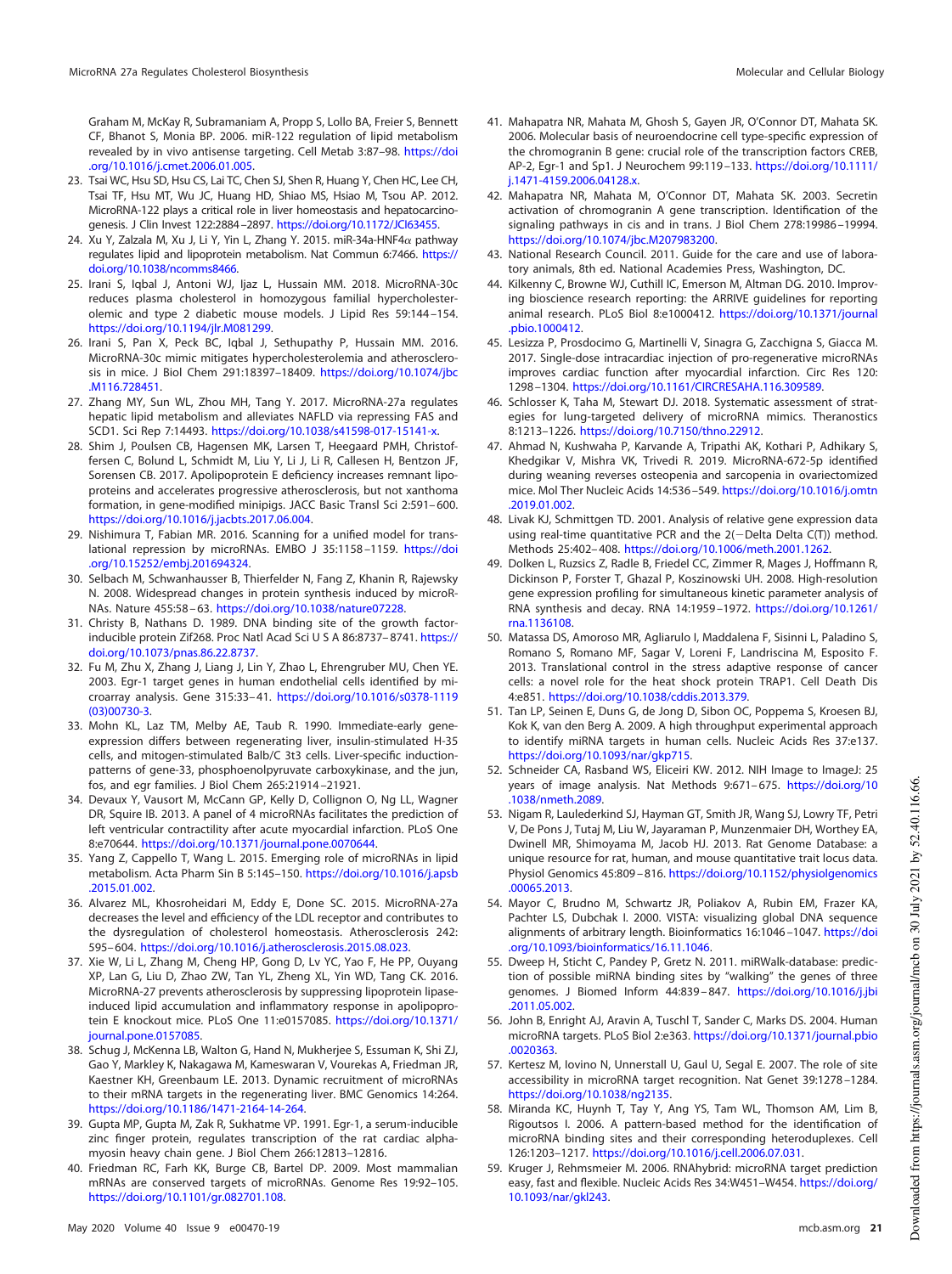Graham M, McKay R, Subramaniam A, Propp S, Lollo BA, Freier S, Bennett CF, Bhanot S, Monia BP. 2006. miR-122 regulation of lipid metabolism revealed by in vivo antisense targeting. Cell Metab 3:87–98. https://doi.org/10.1016/j.cmet.2006.01.005.

23. Tsai WC, Hsu SD, Hsu CS, Lai TC, Chen SJ, Shen R, Huang Y, Chen HC, Lee CH, Tsai TF, Hsu MT, Wu JC, Huang HD, Shiao MS, Hsiao M, Tsou AP. 2012. MicroRNA-122 plays a critical role in liver homeostasis and hepatocarcinogenesis. J Clin Invest 122:2884–2897. https://doi.org/10.1172/JCI63455.
24. Xu Y, Zalzala M, Xu J, Li Y, Yin L, Zhang Y. 2015. miR-34a-HNF4α pathway regulates lipid and lipoprotein metabolism. Nat Commun 6:7466. https://doi.org/10.1038/ncomms8466.
25. Irani S, Iqbal J, Antoni WJ, Ijaz L, Hussain MM. 2018. MicroRNA-30c reduces plasma cholesterol in homozygous familial hypercholesterolemic and type 2 diabetic mouse models. J Lipid Res 59:144–154. https://doi.org/10.1194/jlr.M081299.
26. Irani S, Pan X, Peck BC, Iqbal J, Sethupathy P, Hussain MM. 2016. MicroRNA-30c mimic mitigates hypercholesterolemia and atherosclerosis in mice. J Biol Chem 291:18397–18409. https://doi.org/10.1074/jbc.M116.728451.
27. Zhang MY, Sun WL, Zhou MH, Tang Y. 2017. MicroRNA-27a regulates hepatic lipid metabolism and alleviates NAFLD via repressing FAS and SCD1. Sci Rep 7:14493. https://doi.org/10.1038/s41598-017-15141-x.
28. Shim J, Poulsen CB, Hagensen MK, Larsen T, Heegaard PMH, Christoffersen C, Bolund L, Schmidt M, Liu Y, Li J, Li R, Callesen H, Bentzon JF, Sorensen CB. 2017. Apolipoprotein E deficiency increases remnant lipoproteins and accelerates progressive atherosclerosis, but not xanthoma formation, in gene-modified minipigs. JACC Basic Transl Sci 2:591–600. https://doi.org/10.1016/j.jacbts.2017.06.004.
29. Nishimura T, Fabian MR. 2016. Scanning for a unified model for translational repression by microRNAs. EMBO J 35:1158–1159. https://doi.org/10.15252/embj.201694324.
30. Selbach M, Schwanhausser B, Thierfelder N, Fang Z, Khanin R, Rajewsky N. 2008. Widespread changes in protein synthesis induced by microRNAs. Nature 455:58–63. https://doi.org/10.1038/nature07228.
31. Christy B, Nathans D. 1989. DNA binding site of the growth factor-inducible protein Zif268. Proc Natl Acad Sci U S A 86:8737–8741. https://doi.org/10.1073/pnas.86.22.8737.
32. Fu M, Zhu X, Zhang J, Liang J, Lin Y, Zhao L, Ehrengruber MU, Chen YE. 2003. Egr-1 target genes in human endothelial cells identified by microarray analysis. Gene 315:33–41. https://doi.org/10.1016/s0378-1119(03)00730-3.
33. Mohn KL, Laz TM, Melby AE, Taub R. 1990. Immediate-early gene-expression differs between regenerating liver, insulin-stimulated H-35 cells, and mitogen-stimulated Balb/C 3t3 cells. Liver-specific induction-patterns of gene-33, phosphoenolpyruvate carboxykinase, and the jun, fos, and egr families. J Biol Chem 265:21914–21921.
34. Devaux Y, Vausort M, McCann GP, Kelly D, Collignon O, Ng LL, Wagner DR, Squire IB. 2013. A panel of 4 microRNAs facilitates the prediction of left ventricular contractility after acute myocardial infarction. PLoS One 8:e70644. https://doi.org/10.1371/journal.pone.0070644.
35. Yang Z, Cappello T, Wang L. 2015. Emerging role of microRNAs in lipid metabolism. Acta Pharm Sin B 5:145–150. https://doi.org/10.1016/j.apsb.2015.01.002.
36. Alvarez ML, Khosroheidari M, Eddy E, Done SC. 2015. MicroRNA-27a decreases the level and efficiency of the LDL receptor and contributes to the dysregulation of cholesterol homeostasis. Atherosclerosis 242:595–604. https://doi.org/10.1016/j.atherosclerosis.2015.08.023.
37. Xie W, Li L, Zhang M, Cheng HP, Gong D, Lv YC, Yao F, He PP, Ouyang XP, Lan G, Liu D, Zhao ZW, Tan YL, Zheng XL, Yin WD, Tang CK. 2016. MicroRNA-27 prevents atherosclerosis by suppressing lipoprotein lipase-induced lipid accumulation and inflammatory response in apolipoprotein E knockout mice. PLoS One 11:e0157085. https://doi.org/10.1371/journal.pone.0157085.
38. Schug J, McKenna LB, Walton G, Hand N, Mukherjee S, Essuman K, Shi ZJ, Gao Y, Markley K, Nakagawa M, Kameswaran V, Vourekas A, Friedman JR, Kaestner KH, Greenbaum LE. 2013. Dynamic recruitment of microRNAs to their mRNA targets in the regenerating liver. BMC Genomics 14:264. https://doi.org/10.1186/1471-2164-14-264.
39. Gupta MP, Gupta M, Zak R, Sukhatme VP. 1991. Egr-1, a serum-inducible zinc finger protein, regulates transcription of the rat cardiac alpha-myosin heavy chain gene. J Biol Chem 266:12813–12816.
40. Friedman RC, Farh KK, Burge CB, Bartel DP. 2009. Most mammalian mRNAs are conserved targets of microRNAs. Genome Res 19:92–105. https://doi.org/10.1101/gr.082701.108.
41. Mahapatra NR, Mahata M, Ghosh S, Gayen JR, O'Connor DT, Mahata SK. 2006. Molecular basis of neuroendocrine cell type-specific expression of the chromogranin B gene: crucial role of the transcription factors CREB, AP-2, Egr-1 and Sp1. J Neurochem 99:119–133. https://doi.org/10.1111/j.1471-4159.2006.04128.x.
42. Mahapatra NR, Mahata M, O'Connor DT, Mahata SK. 2003. Secretin activation of chromogranin A gene transcription. Identification of the signaling pathways in cis and in trans. J Biol Chem 278:19986–19994. https://doi.org/10.1074/jbc.M207983200.
43. National Research Council. 2011. Guide for the care and use of laboratory animals, 8th ed. National Academies Press, Washington, DC.
44. Kilkenny C, Browne WJ, Cuthill IC, Emerson M, Altman DG. 2010. Improving bioscience research reporting: the ARRIVE guidelines for reporting animal research. PLoS Biol 8:e1000412. https://doi.org/10.1371/journal.pbio.1000412.
45. Lesizza P, Prosdocimo G, Martinelli V, Sinagra G, Zacchigna S, Giacca M. 2017. Single-dose intracardiac injection of pro-regenerative microRNAs improves cardiac function after myocardial infarction. Circ Res 120:1298–1304. https://doi.org/10.1161/CIRCRESAHA.116.309589.
46. Schlosser K, Taha M, Stewart DJ. 2018. Systematic assessment of strategies for lung-targeted delivery of microRNA mimics. Theranostics 8:1213–1226. https://doi.org/10.7150/thno.22912.
47. Ahmad N, Kushwaha P, Karvande A, Tripathi AK, Kothari P, Adhikary S, Khedgikar V, Mishra VK, Trivedi R. 2019. MicroRNA-672-5p identified during weaning reverses osteopenia and sarcopenia in ovariectomized mice. Mol Ther Nucleic Acids 14:536–549. https://doi.org/10.1016/j.omtn.2019.01.002.
48. Livak KJ, Schmittgen TD. 2001. Analysis of relative gene expression data using real-time quantitative PCR and the 2(−Delta Delta C(T)) method. Methods 25:402–408. https://doi.org/10.1006/meth.2001.1262.
49. Dolken L, Ruzsics Z, Radle B, Friedel CC, Zimmer R, Mages J, Hoffmann R, Dickinson P, Forster T, Ghazal P, Koszinowski UH. 2008. High-resolution gene expression profiling for simultaneous kinetic parameter analysis of RNA synthesis and decay. RNA 14:1959–1972. https://doi.org/10.1261/rna.1136108.
50. Matassa DS, Amoroso MR, Agliarulo I, Maddalena F, Sisinni L, Paladino S, Romano S, Romano MF, Sagar V, Loreni F, Landriscina M, Esposito F. 2013. Translational control in the stress adaptive response of cancer cells: a novel role for the heat shock protein TRAP1. Cell Death Dis 4:e851. https://doi.org/10.1038/cddis.2013.379.
51. Tan LP, Seinen E, Duns G, de Jong D, Sibon OC, Poppema S, Kroesen BJ, Kok K, van den Berg A. 2009. A high throughput experimental approach to identify miRNA targets in human cells. Nucleic Acids Res 37:e137. https://doi.org/10.1093/nar/gkp715.
52. Schneider CA, Rasband WS, Eliceiri KW. 2012. NIH Image to ImageJ: 25 years of image analysis. Nat Methods 9:671–675. https://doi.org/10.1038/nmeth.2089.
53. Nigam R, Laulederkind SJ, Hayman GT, Smith JR, Wang SJ, Lowry TF, Petri V, De Pons J, Tutaj M, Liu W, Jayaraman P, Munzenmaier DH, Worthey EA, Dwinell MR, Shimoyama M, Jacob HJ. 2013. Rat Genome Database: a unique resource for rat, human, and mouse quantitative trait locus data. Physiol Genomics 45:809–816. https://doi.org/10.1152/physiolgenomics.00065.2013.
54. Mayor C, Brudno M, Schwartz JR, Poliakov A, Rubin EM, Frazer KA, Pachter LS, Dubchak I. 2000. VISTA: visualizing global DNA sequence alignments of arbitrary length. Bioinformatics 16:1046–1047. https://doi.org/10.1093/bioinformatics/16.11.1046.
55. Dweep H, Sticht C, Pandey P, Gretz N. 2011. miRWalk-database: prediction of possible miRNA binding sites by "walking" the genes of three genomes. J Biomed Inform 44:839–847. https://doi.org/10.1016/j.jbi.2011.05.002.
56. John B, Enright AJ, Aravin A, Tuschl T, Sander C, Marks DS. 2004. Human microRNA targets. PLoS Biol 2:e363. https://doi.org/10.1371/journal.pbio.0020363.
57. Kertesz M, Iovino N, Unnerstall U, Gaul U, Segal E. 2007. The role of site accessibility in microRNA target recognition. Nat Genet 39:1278–1284. https://doi.org/10.1038/ng2135.
58. Miranda KC, Huynh T, Tay Y, Ang YS, Tam WL, Thomson AM, Lim B, Rigoutsos I. 2006. A pattern-based method for the identification of microRNA binding sites and their corresponding heteroduplexes. Cell 126:1203–1217. https://doi.org/10.1016/j.cell.2006.07.031.
59. Kruger J, Rehmsmeier M. 2006. RNAhybrid: microRNA target prediction easy, fast and flexible. Nucleic Acids Res 34:W451–W454. https://doi.org/10.1093/nar/gkl243.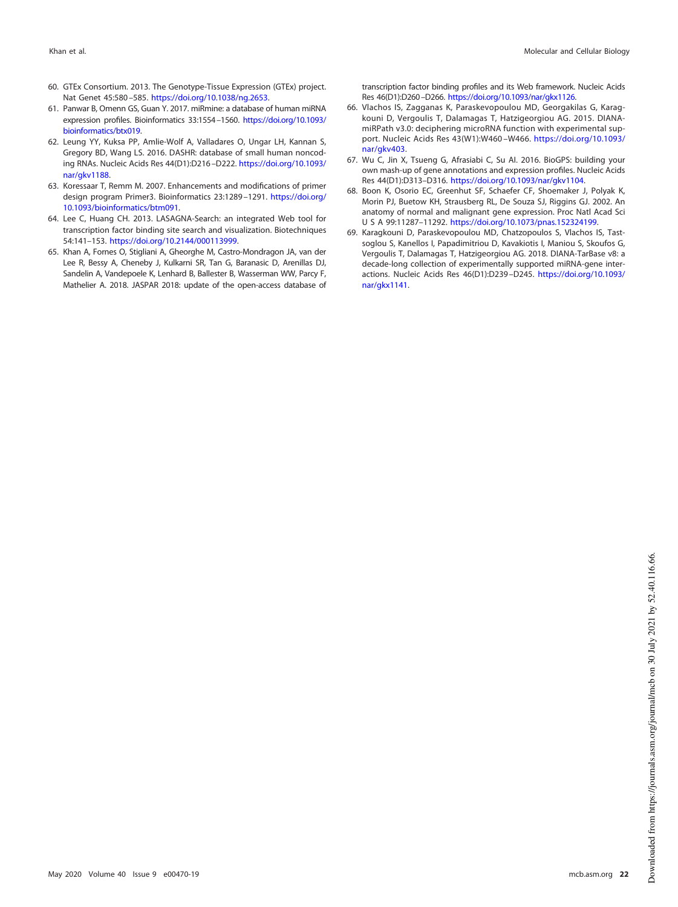60. GTEx Consortium. 2013. The Genotype-Tissue Expression (GTEx) project. Nat Genet 45:580–585. https://doi.org/10.1038/ng.2653.
61. Panwar B, Omenn GS, Guan Y. 2017. miRmine: a database of human miRNA expression profiles. Bioinformatics 33:1554–1560. https://doi.org/10.1093/bioinformatics/btx019.
62. Leung YY, Kuksa PP, Amlie-Wolf A, Valladares O, Ungar LH, Kannan S, Gregory BD, Wang LS. 2016. DASHR: database of small human noncoding RNAs. Nucleic Acids Res 44(D1):D216–D222. https://doi.org/10.1093/nar/gkv1188.
63. Koressaar T, Remm M. 2007. Enhancements and modifications of primer design program Primer3. Bioinformatics 23:1289–1291. https://doi.org/10.1093/bioinformatics/btm091.
64. Lee C, Huang CH. 2013. LASAGNA-Search: an integrated Web tool for transcription factor binding site search and visualization. Biotechniques 54:141–153. https://doi.org/10.2144/000113999.
65. Khan A, Fornes O, Stigliani A, Gheorghe M, Castro-Mondragon JA, van der Lee R, Bessy A, Cheneby J, Kulkarni SR, Tan G, Baranasic D, Arenillas DJ, Sandelin A, Vandepoele K, Lenhard B, Ballester B, Wasserman WW, Parcy F, Mathelier A. 2018. JASPAR 2018: update of the open-access database of transcription factor binding profiles and its Web framework. Nucleic Acids Res 46(D1):D260–D266. https://doi.org/10.1093/nar/gkx1126.
66. Vlachos IS, Zagganas K, Paraskevopoulou MD, Georgakilas G, Karagkouni D, Vergoulis T, Dalamagas T, Hatzigeorgiou AG. 2015. DIANA-miRPath v3.0: deciphering microRNA function with experimental support. Nucleic Acids Res 43(W1):W460–W466. https://doi.org/10.1093/nar/gkv403.
67. Wu C, Jin X, Tsueng G, Afrasiabi C, Su AI. 2016. BioGPS: building your own mash-up of gene annotations and expression profiles. Nucleic Acids Res 44(D1):D313–D316. https://doi.org/10.1093/nar/gkv1104.
68. Boon K, Osorio EC, Greenhut SF, Schaefer CF, Shoemaker J, Polyak K, Morin PJ, Buetow KH, Strausberg RL, De Souza SJ, Riggins GJ. 2002. An anatomy of normal and malignant gene expression. Proc Natl Acad Sci U S A 99:11287–11292. https://doi.org/10.1073/pnas.152324199.
69. Karagkouni D, Paraskevopoulou MD, Chatzopoulos S, Vlachos IS, Tastsoglou S, Kanellos I, Papadimitriou D, Kavakiotis I, Maniou S, Skoufos G, Vergoulis T, Dalamagas T, Hatzigeorgiou AG. 2018. DIANA-TarBase v8: a decade-long collection of experimentally supported miRNA-gene interactions. Nucleic Acids Res 46(D1):D239–D245. https://doi.org/10.1093/nar/gkx1141.